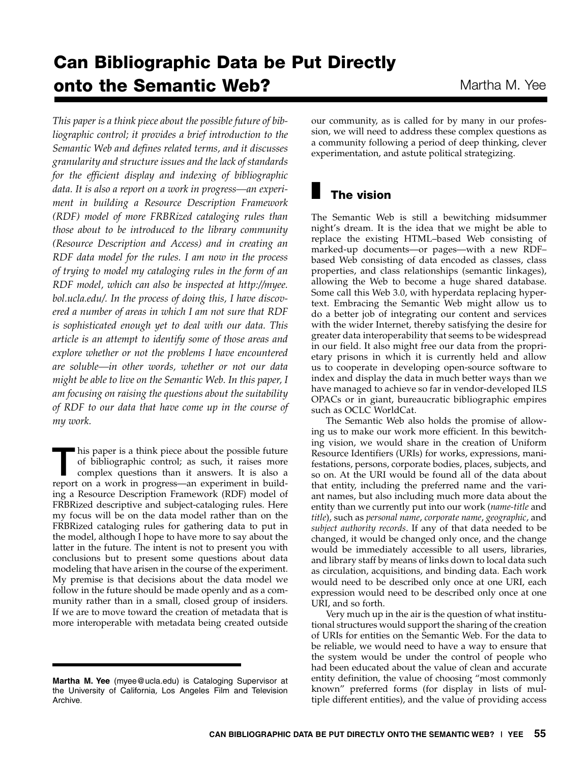# Can Bibliographic Data be Put Directly onto the Semantic Web?

Martha M. Yee

*This paper is a think piece about the possible future of bibliographic control; it provides a brief introduction to the Semantic Web and defines related terms, and it discusses granularity and structure issues and the lack of standards for the efficient display and indexing of bibliographic data. It is also a report on a work in progress—an experiment in building a Resource Description Framework (RDF) model of more FRBRized cataloging rules than those about to be introduced to the library community (Resource Description and Access) and in creating an RDF data model for the rules. I am now in the process of trying to model my cataloging rules in the form of an RDF model, which can also be inspected at http://myee.bol.ucla.edu/. In the process of doing this, I have discovered a number of areas in which I am not sure that RDF is sophisticated enough yet to deal with our data. This article is an attempt to identify some of those areas and explore whether or not the problems I have encountered are soluble—in other words, whether or not our data might be able to live on the Semantic Web. In this paper, I am focusing on raising the questions about the suitability of RDF to our data that have come up in the course of my work.*

This paper is a think piece about the possible future of bibliographic control; as such, it raises more complex questions than it answers. It is also a report on a work in progress—an experiment in building a Resource Description Framework (RDF) model of FRBRized descriptive and subject-cataloging rules. Here my focus will be on the data model rather than on the FRBRized cataloging rules for gathering data to put in the model, although I hope to have more to say about the latter in the future. The intent is not to present you with conclusions but to present some questions about data modeling that have arisen in the course of the experiment. My premise is that decisions about the data model we follow in the future should be made openly and as a community rather than in a small, closed group of insiders. If we are to move toward the creation of metadata that is more interoperable with metadata being created outside our community, as is called for by many in our profession, we will need to address these complex questions as a community following a period of deep thinking, clever experimentation, and astute political strategizing.

**Martha M. Yee** (myee@ucla.edu) is Cataloging Supervisor at the University of California, Los Angeles Film and Television Archive.

## The vision

The Semantic Web is still a bewitching midsummer night's dream. It is the idea that we might be able to replace the existing HTML–based Web consisting of marked-up documents—or pages—with a new RDF–based Web consisting of data encoded as classes, class properties, and class relationships (semantic linkages), allowing the Web to become a huge shared database. Some call this Web 3.0, with hyperdata replacing hypertext. Embracing the Semantic Web might allow us to do a better job of integrating our content and services with the wider Internet, thereby satisfying the desire for greater data interoperability that seems to be widespread in our field. It also might free our data from the proprietary prisons in which it is currently held and allow us to cooperate in developing open-source software to index and display the data in much better ways than we have managed to achieve so far in vendor-developed ILS OPACs or in giant, bureaucratic bibliographic empires such as OCLC WorldCat.

The Semantic Web also holds the promise of allowing us to make our work more efficient. In this bewitching vision, we would share in the creation of Uniform Resource Identifiers (URIs) for works, expressions, manifestations, persons, corporate bodies, places, subjects, and so on. At the URI would be found all of the data about that entity, including the preferred name and the variant names, but also including much more data about the entity than we currently put into our work (*name-title* and *title*), such as *personal name*, *corporate name*, *geographic*, and *subject authority records*. If any of that data needed to be changed, it would be changed only once, and the change would be immediately accessible to all users, libraries, and library staff by means of links down to local data such as circulation, acquisitions, and binding data. Each work would need to be described only once at one URI, each expression would need to be described only once at one URI, and so forth.

Very much up in the air is the question of what institutional structures would support the sharing of the creation of URIs for entities on the Semantic Web. For the data to be reliable, we would need to have a way to ensure that the system would be under the control of people who had been educated about the value of clean and accurate entity definition, the value of choosing "most commonly known" preferred forms (for display in lists of multiple different entities), and the value of providing access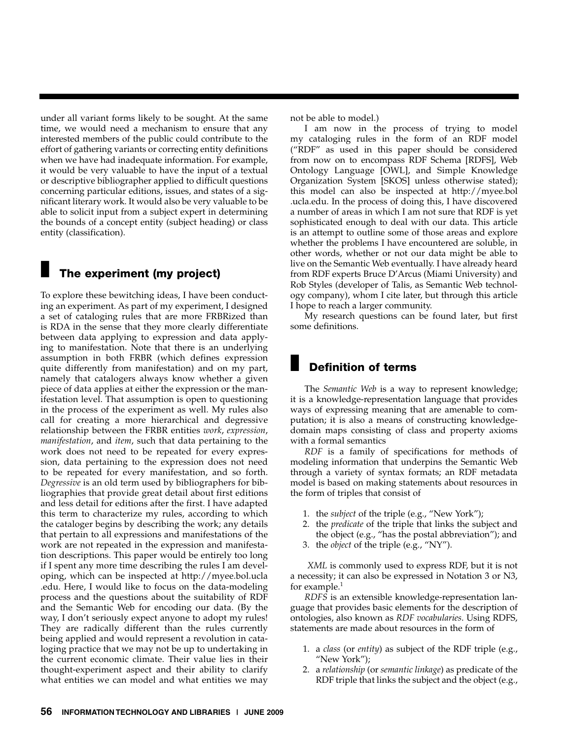under all variant forms likely to be sought. At the same time, we would need a mechanism to ensure that any interested members of the public could contribute to the effort of gathering variants or correcting entity definitions when we have had inadequate information. For example, it would be very valuable to have the input of a textual or descriptive bibliographer applied to difficult questions concerning particular editions, issues, and states of a significant literary work. It would also be very valuable to be able to solicit input from a subject expert in determining the bounds of a concept entity (subject heading) or class entity (classification).

## The experiment (my project)

To explore these bewitching ideas, I have been conducting an experiment. As part of my experiment, I designed a set of cataloging rules that are more FRBRized than is RDA in the sense that they more clearly differentiate between data applying to expression and data applying to manifestation. Note that there is an underlying assumption in both FRBR (which defines expression quite differently from manifestation) and on my part, namely that catalogers always know whether a given piece of data applies at either the expression or the manifestation level. That assumption is open to questioning in the process of the experiment as well. My rules also call for creating a more hierarchical and degressive relationship between the FRBR entities *work*, *expression*, *manifestation*, and *item*, such that data pertaining to the work does not need to be repeated for every expression, data pertaining to the expression does not need to be repeated for every manifestation, and so forth. *Degressive* is an old term used by bibliographers for bibliographies that provide great detail about first editions and less detail for editions after the first. I have adapted this term to characterize my rules, according to which the cataloger begins by describing the work; any details that pertain to all expressions and manifestations of the work are not repeated in the expression and manifestation descriptions. This paper would be entirely too long if I spent any more time describing the rules I am developing, which can be inspected at http://myee.bol.ucla.edu. Here, I would like to focus on the data-modeling process and the questions about the suitability of RDF and the Semantic Web for encoding our data. (By the way, I don't seriously expect anyone to adopt my rules! They are radically different than the rules currently being applied and would represent a revolution in cataloging practice that we may not be up to undertaking in the current economic climate. Their value lies in their thought-experiment aspect and their ability to clarify what entities we can model and what entities we may not be able to model.)

I am now in the process of trying to model my cataloging rules in the form of an RDF model ("RDF" as used in this paper should be considered from now on to encompass RDF Schema [RDFS], Web Ontology Language [OWL], and Simple Knowledge Organization System [SKOS] unless otherwise stated); this model can also be inspected at http://myee.bol.ucla.edu. In the process of doing this, I have discovered a number of areas in which I am not sure that RDF is yet sophisticated enough to deal with our data. This article is an attempt to outline some of those areas and explore whether the problems I have encountered are soluble, in other words, whether or not our data might be able to live on the Semantic Web eventually. I have already heard from RDF experts Bruce D'Arcus (Miami University) and Rob Styles (developer of Talis, as Semantic Web technology company), whom I cite later, but through this article I hope to reach a larger community.

My research questions can be found later, but first some definitions.

## Definition of terms

The *Semantic Web* is a way to represent knowledge; it is a knowledge-representation language that provides ways of expressing meaning that are amenable to computation; it is also a means of constructing knowledge-domain maps consisting of class and property axioms with a formal semantics

*RDF* is a family of specifications for methods of modeling information that underpins the Semantic Web through a variety of syntax formats; an RDF metadata model is based on making statements about resources in the form of triples that consist of

1. the *subject* of the triple (e.g., "New York");
2. the *predicate* of the triple that links the subject and the object (e.g., "has the postal abbreviation"); and
3. the *object* of the triple (e.g., "NY").

*XML* is commonly used to express RDF, but it is not a necessity; it can also be expressed in Notation 3 or N3, for example.[1]

*RDFS* is an extensible knowledge-representation language that provides basic elements for the description of ontologies, also known as *RDF vocabularies*. Using RDFS, statements are made about resources in the form of

1. a *class* (or *entity*) as subject of the RDF triple (e.g., "New York");
2. a *relationship* (or *semantic linkage*) as predicate of the RDF triple that links the subject and the object (e.g.,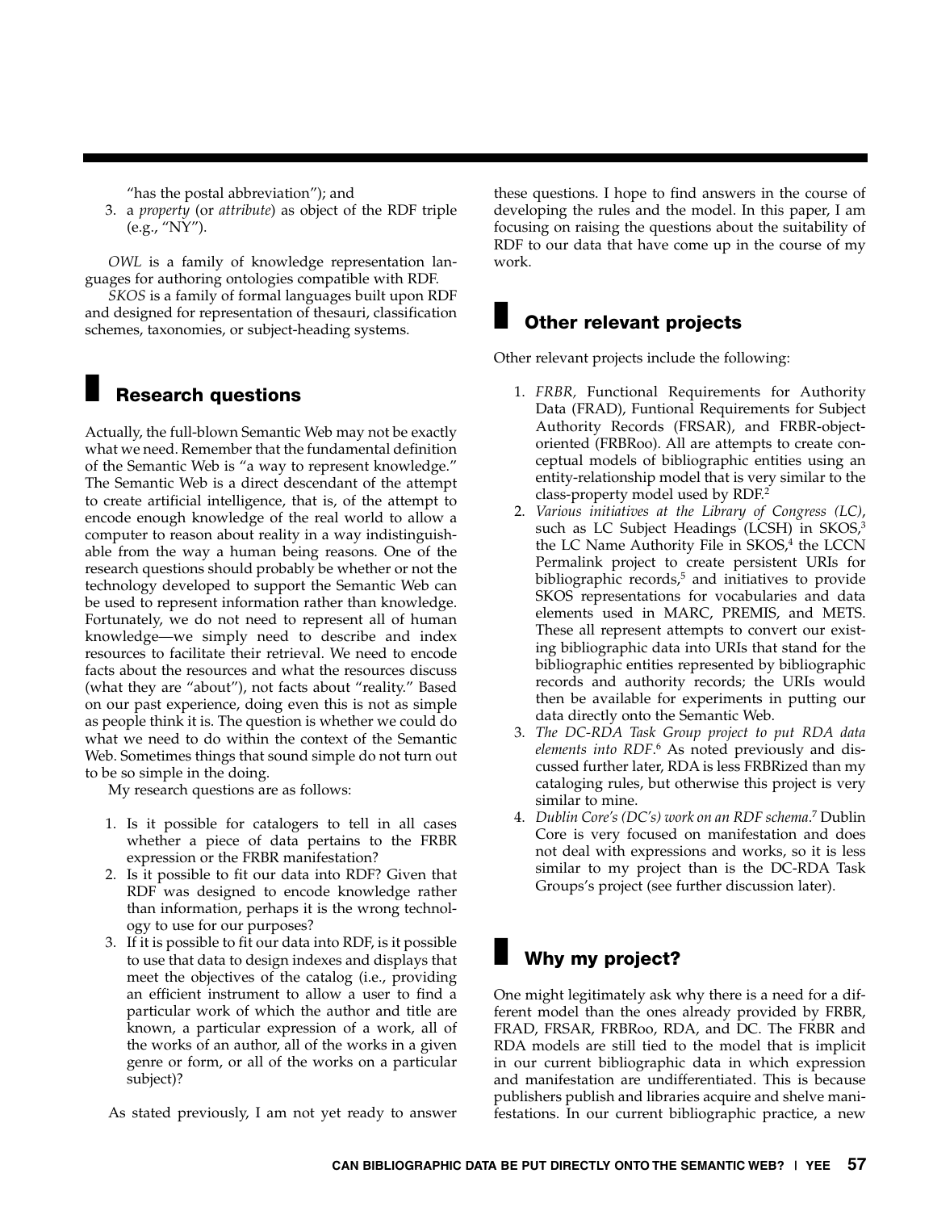"has the postal abbreviation"); and

3. a *property* (or *attribute*) as object of the RDF triple (e.g., "NY").

*OWL* is a family of knowledge representation languages for authoring ontologies compatible with RDF.

*SKOS* is a family of formal languages built upon RDF and designed for representation of thesauri, classification schemes, taxonomies, or subject-heading systems.

## Research questions

Actually, the full-blown Semantic Web may not be exactly what we need. Remember that the fundamental definition of the Semantic Web is "a way to represent knowledge." The Semantic Web is a direct descendant of the attempt to create artificial intelligence, that is, of the attempt to encode enough knowledge of the real world to allow a computer to reason about reality in a way indistinguishable from the way a human being reasons. One of the research questions should probably be whether or not the technology developed to support the Semantic Web can be used to represent information rather than knowledge. Fortunately, we do not need to represent all of human knowledge—we simply need to describe and index resources to facilitate their retrieval. We need to encode facts about the resources and what the resources discuss (what they are "about"), not facts about "reality." Based on our past experience, doing even this is not as simple as people think it is. The question is whether we could do what we need to do within the context of the Semantic Web. Sometimes things that sound simple do not turn out to be so simple in the doing.

My research questions are as follows:

1. Is it possible for catalogers to tell in all cases whether a piece of data pertains to the FRBR expression or the FRBR manifestation?
2. Is it possible to fit our data into RDF? Given that RDF was designed to encode knowledge rather than information, perhaps it is the wrong technology to use for our purposes?
3. If it is possible to fit our data into RDF, is it possible to use that data to design indexes and displays that meet the objectives of the catalog (i.e., providing an efficient instrument to allow a user to find a particular work of which the author and title are known, a particular expression of a work, all of the works of an author, all of the works in a given genre or form, or all of the works on a particular subject)?

As stated previously, I am not yet ready to answer these questions. I hope to find answers in the course of developing the rules and the model. In this paper, I am focusing on raising the questions about the suitability of RDF to our data that have come up in the course of my work.

## Other relevant projects

Other relevant projects include the following:

1. *FRBR,* Functional Requirements for Authority Data (FRAD), Funtional Requirements for Subject Authority Records (FRSAR), and FRBR-object-oriented (FRBRoo). All are attempts to create conceptual models of bibliographic entities using an entity-relationship model that is very similar to the class-property model used by RDF.[2]
2. *Various initiatives at the Library of Congress (LC)*, such as LC Subject Headings (LCSH) in SKOS,[3] the LC Name Authority File in SKOS,[4] the LCCN Permalink project to create persistent URIs for bibliographic records,[5] and initiatives to provide SKOS representations for vocabularies and data elements used in MARC, PREMIS, and METS. These all represent attempts to convert our existing bibliographic data into URIs that stand for the bibliographic entities represented by bibliographic records and authority records; the URIs would then be available for experiments in putting our data directly onto the Semantic Web.
3. *The DC-RDA Task Group project to put RDA data elements into RDF.*[6] As noted previously and discussed further later, RDA is less FRBRized than my cataloging rules, but otherwise this project is very similar to mine.
4. *Dublin Core's (DC's) work on an RDF schema.*[7] Dublin Core is very focused on manifestation and does not deal with expressions and works, so it is less similar to my project than is the DC-RDA Task Groups's project (see further discussion later).

## Why my project?

One might legitimately ask why there is a need for a different model than the ones already provided by FRBR, FRAD, FRSAR, FRBRoo, RDA, and DC. The FRBR and RDA models are still tied to the model that is implicit in our current bibliographic data in which expression and manifestation are undifferentiated. This is because publishers publish and libraries acquire and shelve manifestations. In our current bibliographic practice, a new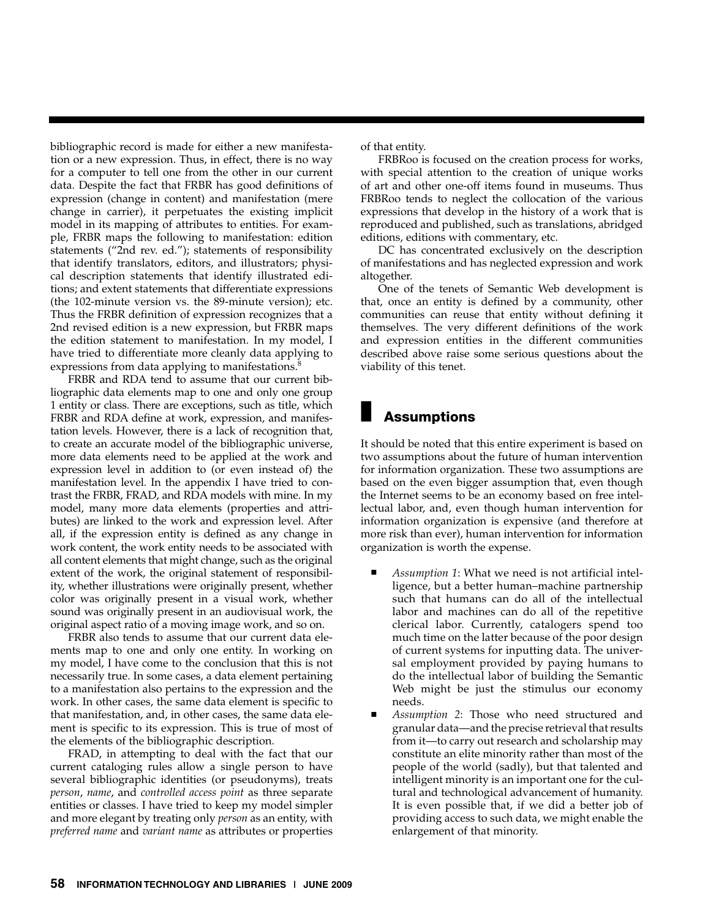bibliographic record is made for either a new manifestation or a new expression. Thus, in effect, there is no way for a computer to tell one from the other in our current data. Despite the fact that FRBR has good definitions of expression (change in content) and manifestation (mere change in carrier), it perpetuates the existing implicit model in its mapping of attributes to entities. For example, FRBR maps the following to manifestation: edition statements ("2nd rev. ed."); statements of responsibility that identify translators, editors, and illustrators; physical description statements that identify illustrated editions; and extent statements that differentiate expressions (the 102-minute version vs. the 89-minute version); etc. Thus the FRBR definition of expression recognizes that a 2nd revised edition is a new expression, but FRBR maps the edition statement to manifestation. In my model, I have tried to differentiate more cleanly data applying to expressions from data applying to manifestations.[8]

FRBR and RDA tend to assume that our current bibliographic data elements map to one and only one group 1 entity or class. There are exceptions, such as title, which FRBR and RDA define at work, expression, and manifestation levels. However, there is a lack of recognition that, to create an accurate model of the bibliographic universe, more data elements need to be applied at the work and expression level in addition to (or even instead of) the manifestation level. In the appendix I have tried to contrast the FRBR, FRAD, and RDA models with mine. In my model, many more data elements (properties and attributes) are linked to the work and expression level. After all, if the expression entity is defined as any change in work content, the work entity needs to be associated with all content elements that might change, such as the original extent of the work, the original statement of responsibility, whether illustrations were originally present, whether color was originally present in a visual work, whether sound was originally present in an audiovisual work, the original aspect ratio of a moving image work, and so on.

FRBR also tends to assume that our current data elements map to one and only one entity. In working on my model, I have come to the conclusion that this is not necessarily true. In some cases, a data element pertaining to a manifestation also pertains to the expression and the work. In other cases, the same data element is specific to that manifestation, and, in other cases, the same data element is specific to its expression. This is true of most of the elements of the bibliographic description.

FRAD, in attempting to deal with the fact that our current cataloging rules allow a single person to have several bibliographic identities (or pseudonyms), treats *person*, *name*, and *controlled access point* as three separate entities or classes. I have tried to keep my model simpler and more elegant by treating only *person* as an entity, with *preferred name* and *variant name* as attributes or properties of that entity.

FRBRoo is focused on the creation process for works, with special attention to the creation of unique works of art and other one-off items found in museums. Thus FRBRoo tends to neglect the collocation of the various expressions that develop in the history of a work that is reproduced and published, such as translations, abridged editions, editions with commentary, etc.

DC has concentrated exclusively on the description of manifestations and has neglected expression and work altogether.

One of the tenets of Semantic Web development is that, once an entity is defined by a community, other communities can reuse that entity without defining it themselves. The very different definitions of the work and expression entities in the different communities described above raise some serious questions about the viability of this tenet.

## Assumptions

It should be noted that this entire experiment is based on two assumptions about the future of human intervention for information organization. These two assumptions are based on the even bigger assumption that, even though the Internet seems to be an economy based on free intellectual labor, and, even though human intervention for information organization is expensive (and therefore at more risk than ever), human intervention for information organization is worth the expense.

- *Assumption 1*: What we need is not artificial intelligence, but a better human–machine partnership such that humans can do all of the intellectual labor and machines can do all of the repetitive clerical labor. Currently, catalogers spend too much time on the latter because of the poor design of current systems for inputting data. The universal employment provided by paying humans to do the intellectual labor of building the Semantic Web might be just the stimulus our economy needs.
- *Assumption 2*: Those who need structured and granular data—and the precise retrieval that results from it—to carry out research and scholarship may constitute an elite minority rather than most of the people of the world (sadly), but that talented and intelligent minority is an important one for the cultural and technological advancement of humanity. It is even possible that, if we did a better job of providing access to such data, we might enable the enlargement of that minority.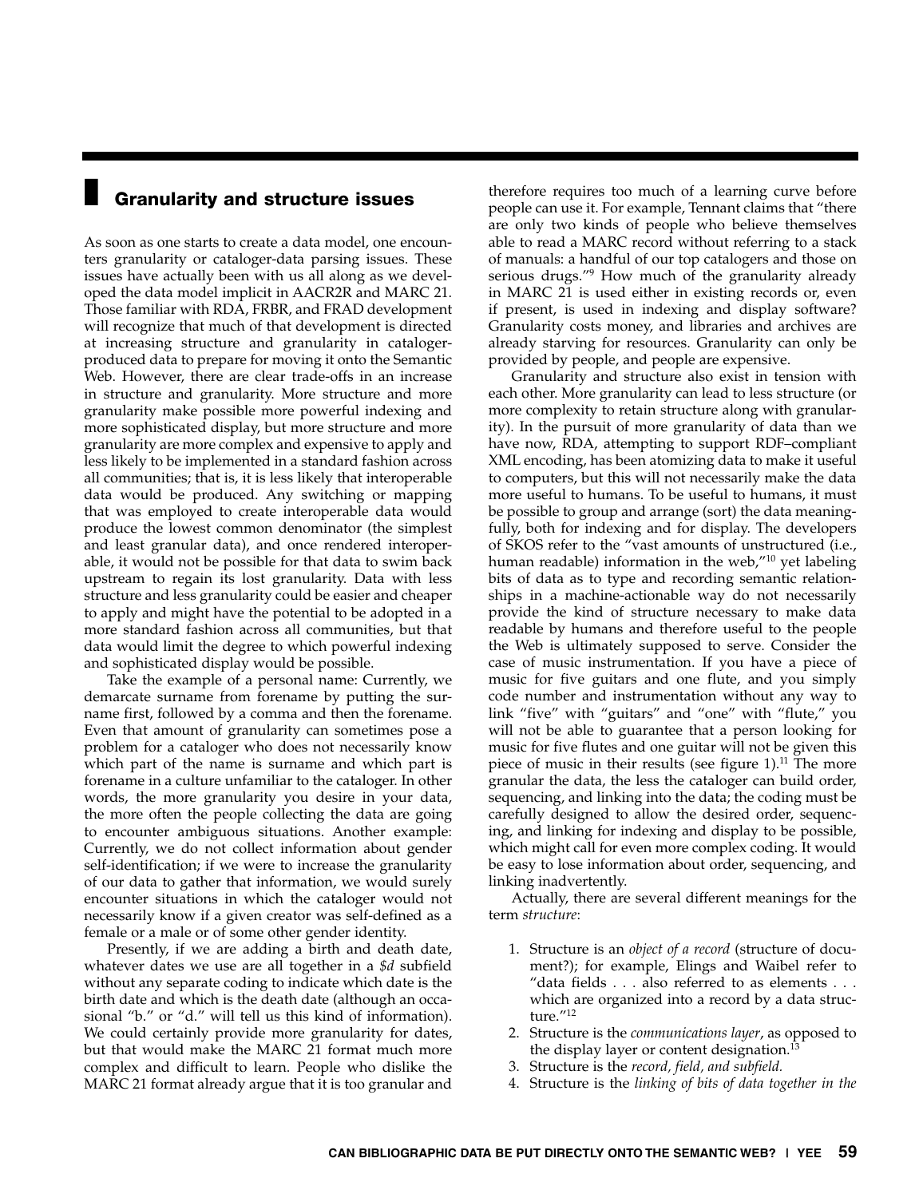## Granularity and structure issues

As soon as one starts to create a data model, one encounters granularity or cataloger-data parsing issues. These issues have actually been with us all along as we developed the data model implicit in AACR2R and MARC 21. Those familiar with RDA, FRBR, and FRAD development will recognize that much of that development is directed at increasing structure and granularity in cataloger-produced data to prepare for moving it onto the Semantic Web. However, there are clear trade-offs in an increase in structure and granularity. More structure and more granularity make possible more powerful indexing and more sophisticated display, but more structure and more granularity are more complex and expensive to apply and less likely to be implemented in a standard fashion across all communities; that is, it is less likely that interoperable data would be produced. Any switching or mapping that was employed to create interoperable data would produce the lowest common denominator (the simplest and least granular data), and once rendered interoperable, it would not be possible for that data to swim back upstream to regain its lost granularity. Data with less structure and less granularity could be easier and cheaper to apply and might have the potential to be adopted in a more standard fashion across all communities, but that data would limit the degree to which powerful indexing and sophisticated display would be possible.

Take the example of a personal name: Currently, we demarcate surname from forename by putting the surname first, followed by a comma and then the forename. Even that amount of granularity can sometimes pose a problem for a cataloger who does not necessarily know which part of the name is surname and which part is forename in a culture unfamiliar to the cataloger. In other words, the more granularity you desire in your data, the more often the people collecting the data are going to encounter ambiguous situations. Another example: Currently, we do not collect information about gender self-identification; if we were to increase the granularity of our data to gather that information, we would surely encounter situations in which the cataloger would not necessarily know if a given creator was self-defined as a female or a male or of some other gender identity.

Presently, if we are adding a birth and death date, whatever dates we use are all together in a *$d* subfield without any separate coding to indicate which date is the birth date and which is the death date (although an occasional "b." or "d." will tell us this kind of information). We could certainly provide more granularity for dates, but that would make the MARC 21 format much more complex and difficult to learn. People who dislike the MARC 21 format already argue that it is too granular and therefore requires too much of a learning curve before people can use it. For example, Tennant claims that "there are only two kinds of people who believe themselves able to read a MARC record without referring to a stack of manuals: a handful of our top catalogers and those on serious drugs."[9] How much of the granularity already in MARC 21 is used either in existing records or, even if present, is used in indexing and display software? Granularity costs money, and libraries and archives are already starving for resources. Granularity can only be provided by people, and people are expensive.

Granularity and structure also exist in tension with each other. More granularity can lead to less structure (or more complexity to retain structure along with granularity). In the pursuit of more granularity of data than we have now, RDA, attempting to support RDF–compliant XML encoding, has been atomizing data to make it useful to computers, but this will not necessarily make the data more useful to humans. To be useful to humans, it must be possible to group and arrange (sort) the data meaningfully, both for indexing and for display. The developers of SKOS refer to the "vast amounts of unstructured (i.e., human readable) information in the web,"[10] yet labeling bits of data as to type and recording semantic relationships in a machine-actionable way do not necessarily provide the kind of structure necessary to make data readable by humans and therefore useful to the people the Web is ultimately supposed to serve. Consider the case of music instrumentation. If you have a piece of music for five guitars and one flute, and you simply code number and instrumentation without any way to link "five" with "guitars" and "one" with "flute," you will not be able to guarantee that a person looking for music for five flutes and one guitar will not be given this piece of music in their results (see figure 1).[11] The more granular the data, the less the cataloger can build order, sequencing, and linking into the data; the coding must be carefully designed to allow the desired order, sequencing, and linking for indexing and display to be possible, which might call for even more complex coding. It would be easy to lose information about order, sequencing, and linking inadvertently.

Actually, there are several different meanings for the term *structure*:

1. Structure is an *object of a record* (structure of document?); for example, Elings and Waibel refer to "data fields . . . also referred to as elements . . . which are organized into a record by a data structure."[12]
2. Structure is the *communications layer*, as opposed to the display layer or content designation.[13]
3. Structure is the *record, field, and subfield.*
4. Structure is the *linking of bits of data together in the*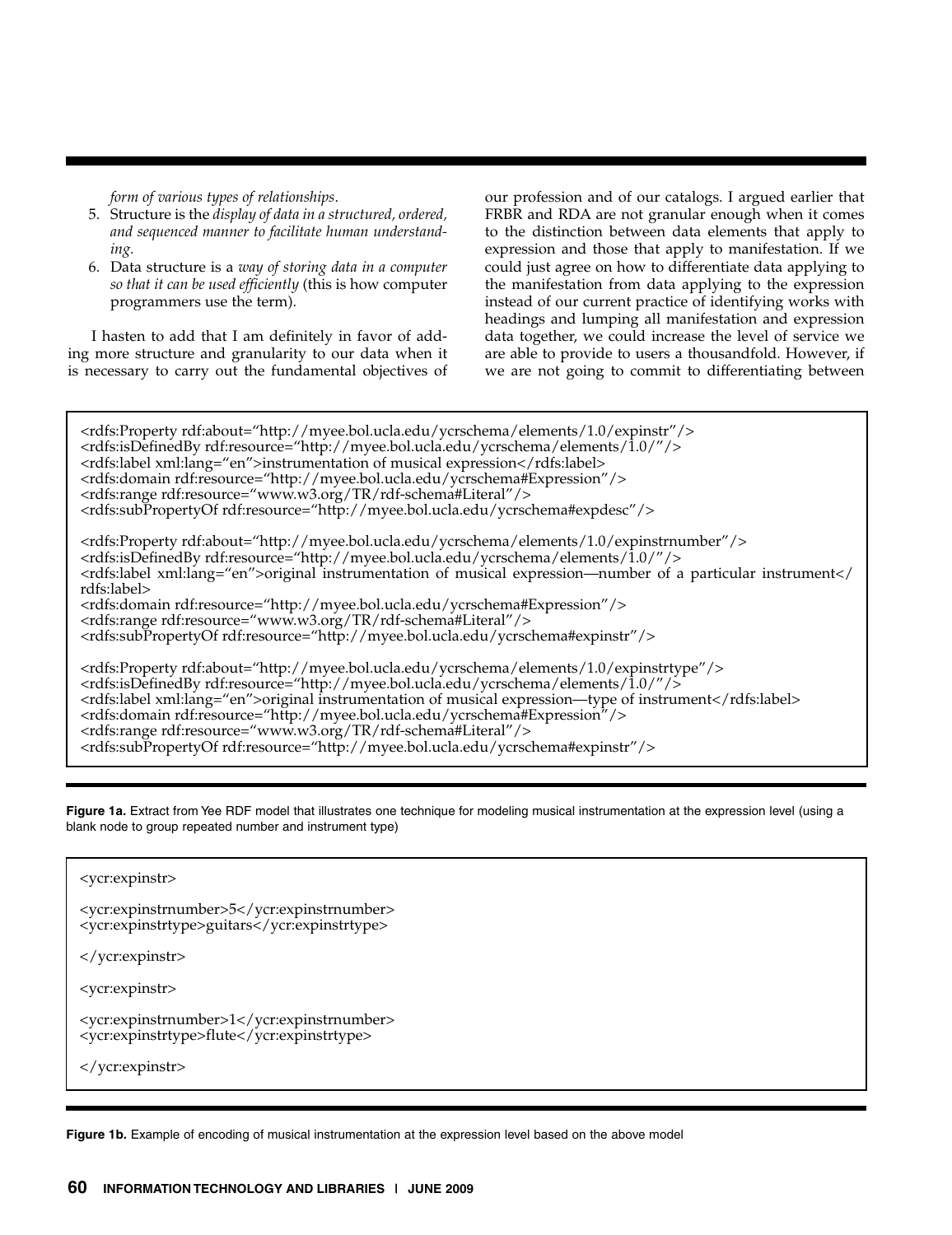*form of various types of relationships*.

5. Structure is the *display of data in a structured, ordered, and sequenced manner to facilitate human understanding.*
6. Data structure is a *way of storing data in a computer so that it can be used efficiently* (this is how computer programmers use the term).

I hasten to add that I am definitely in favor of adding more structure and granularity to our data when it is necessary to carry out the fundamental objectives of our profession and of our catalogs. I argued earlier that FRBR and RDA are not granular enough when it comes to the distinction between data elements that apply to expression and those that apply to manifestation. If we could just agree on how to differentiate data applying to the manifestation from data applying to the expression instead of our current practice of identifying works with headings and lumping all manifestation and expression data together, we could increase the level of service we are able to provide to users a thousandfold. However, if we are not going to commit to differentiating between

```
<rdfs:Property rdf:about="http://myee.bol.ucla.edu/ycrschema/elements/1.0/expinstr"/>
<rdfs:isDefinedBy rdf:resource="http://myee.bol.ucla.edu/ycrschema/elements/1.0/"/>
<rdfs:label xml:lang="en">instrumentation of musical expression</rdfs:label>
<rdfs:domain rdf:resource="http://myee.bol.ucla.edu/ycrschema#Expression"/>
<rdfs:range rdf:resource="www.w3.org/TR/rdf-schema#Literal"/>
<rdfs:subPropertyOf rdf:resource="http://myee.bol.ucla.edu/ycrschema#expdesc"/>

<rdfs:Property rdf:about="http://myee.bol.ucla.edu/ycrschema/elements/1.0/expinstrnumber"/>
<rdfs:isDefinedBy rdf:resource="http://myee.bol.ucla.edu/ycrschema/elements/1.0/"/>
<rdfs:label xml:lang="en">original instrumentation of musical expression—number of a particular instrument</rdfs:label>
<rdfs:domain rdf:resource="http://myee.bol.ucla.edu/ycrschema#Expression"/>
<rdfs:range rdf:resource="www.w3.org/TR/rdf-schema#Literal"/>
<rdfs:subPropertyOf rdf:resource="http://myee.bol.ucla.edu/ycrschema#expinstr"/>

<rdfs:Property rdf:about="http://myee.bol.ucla.edu/ycrschema/elements/1.0/expinstrtype"/>
<rdfs:isDefinedBy rdf:resource="http://myee.bol.ucla.edu/ycrschema/elements/1.0/"/>
<rdfs:label xml:lang="en">original instrumentation of musical expression—type of instrument</rdfs:label>
<rdfs:domain rdf:resource="http://myee.bol.ucla.edu/ycrschema#Expression"/>
<rdfs:range rdf:resource="www.w3.org/TR/rdf-schema#Literal"/>
<rdfs:subPropertyOf rdf:resource="http://myee.bol.ucla.edu/ycrschema#expinstr"/>
```

**Figure 1a.** Extract from Yee RDF model that illustrates one technique for modeling musical instrumentation at the expression level (using a blank node to group repeated number and instrument type)

```
<ycr:expinstr>

<ycr:expinstrnumber>5</ycr:expinstrnumber>
<ycr:expinstrtype>guitars</ycr:expinstrtype>

</ycr:expinstr>

<ycr:expinstr>

<ycr:expinstrnumber>1</ycr:expinstrnumber>
<ycr:expinstrtype>flute</ycr:expinstrtype>

</ycr:expinstr>
```

**Figure 1b.** Example of encoding of musical instrumentation at the expression level based on the above model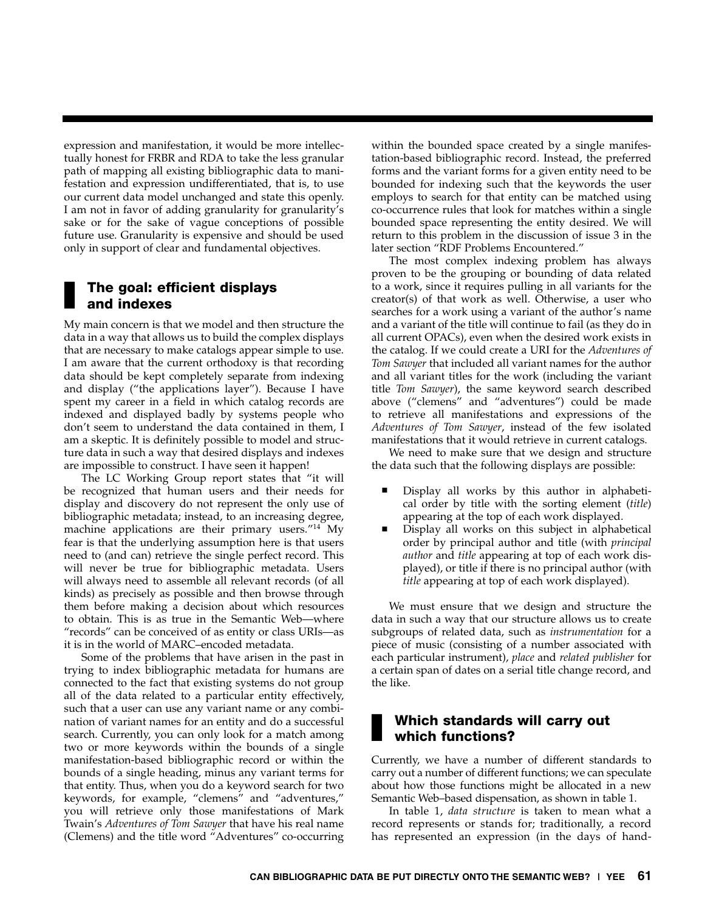expression and manifestation, it would be more intellectually honest for FRBR and RDA to take the less granular path of mapping all existing bibliographic data to manifestation and expression undifferentiated, that is, to use our current data model unchanged and state this openly. I am not in favor of adding granularity for granularity's sake or for the sake of vague conceptions of possible future use. Granularity is expensive and should be used only in support of clear and fundamental objectives.

## The goal: efficient displays and indexes

My main concern is that we model and then structure the data in a way that allows us to build the complex displays that are necessary to make catalogs appear simple to use. I am aware that the current orthodoxy is that recording data should be kept completely separate from indexing and display ("the applications layer"). Because I have spent my career in a field in which catalog records are indexed and displayed badly by systems people who don't seem to understand the data contained in them, I am a skeptic. It is definitely possible to model and structure data in such a way that desired displays and indexes are impossible to construct. I have seen it happen!

The LC Working Group report states that "it will be recognized that human users and their needs for display and discovery do not represent the only use of bibliographic metadata; instead, to an increasing degree, machine applications are their primary users."[14] My fear is that the underlying assumption here is that users need to (and can) retrieve the single perfect record. This will never be true for bibliographic metadata. Users will always need to assemble all relevant records (of all kinds) as precisely as possible and then browse through them before making a decision about which resources to obtain. This is as true in the Semantic Web—where "records" can be conceived of as entity or class URIs—as it is in the world of MARC–encoded metadata.

Some of the problems that have arisen in the past in trying to index bibliographic metadata for humans are connected to the fact that existing systems do not group all of the data related to a particular entity effectively, such that a user can use any variant name or any combination of variant names for an entity and do a successful search. Currently, you can only look for a match among two or more keywords within the bounds of a single manifestation-based bibliographic record or within the bounds of a single heading, minus any variant terms for that entity. Thus, when you do a keyword search for two keywords, for example, "clemens" and "adventures," you will retrieve only those manifestations of Mark Twain's *Adventures of Tom Sawyer* that have his real name (Clemens) and the title word "Adventures" co-occurring within the bounded space created by a single manifestation-based bibliographic record. Instead, the preferred forms and the variant forms for a given entity need to be bounded for indexing such that the keywords the user employs to search for that entity can be matched using co-occurrence rules that look for matches within a single bounded space representing the entity desired. We will return to this problem in the discussion of issue 3 in the later section "RDF Problems Encountered."

The most complex indexing problem has always proven to be the grouping or bounding of data related to a work, since it requires pulling in all variants for the creator(s) of that work as well. Otherwise, a user who searches for a work using a variant of the author's name and a variant of the title will continue to fail (as they do in all current OPACs), even when the desired work exists in the catalog. If we could create a URI for the *Adventures of Tom Sawyer* that included all variant names for the author and all variant titles for the work (including the variant title *Tom Sawyer*), the same keyword search described above ("clemens" and "adventures") could be made to retrieve all manifestations and expressions of the *Adventures of Tom Sawyer*, instead of the few isolated manifestations that it would retrieve in current catalogs.

We need to make sure that we design and structure the data such that the following displays are possible:

- Display all works by this author in alphabetical order by title with the sorting element (*title*) appearing at the top of each work displayed.
- Display all works on this subject in alphabetical order by principal author and title (with *principal author* and *title* appearing at top of each work displayed), or title if there is no principal author (with *title* appearing at top of each work displayed).

We must ensure that we design and structure the data in such a way that our structure allows us to create subgroups of related data, such as *instrumentation* for a piece of music (consisting of a number associated with each particular instrument), *place* and *related publisher* for a certain span of dates on a serial title change record, and the like.

## Which standards will carry out which functions?

Currently, we have a number of different standards to carry out a number of different functions; we can speculate about how those functions might be allocated in a new Semantic Web–based dispensation, as shown in table 1.

In table 1, *data structure* is taken to mean what a record represents or stands for; traditionally, a record has represented an expression (in the days of hand-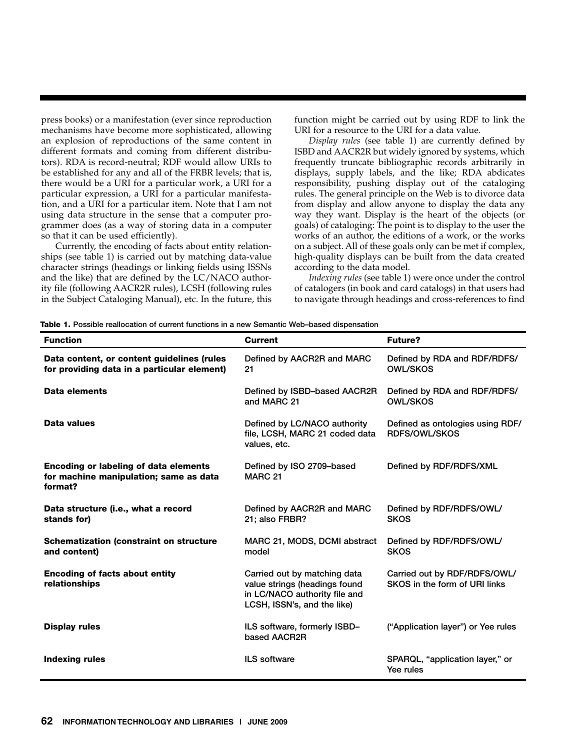press books) or a manifestation (ever since reproduction mechanisms have become more sophisticated, allowing an explosion of reproductions of the same content in different formats and coming from different distributors). RDA is record-neutral; RDF would allow URIs to be established for any and all of the FRBR levels; that is, there would be a URI for a particular work, a URI for a particular expression, a URI for a particular manifestation, and a URI for a particular item. Note that I am not using data structure in the sense that a computer programmer does (as a way of storing data in a computer so that it can be used efficiently).

Currently, the encoding of facts about entity relationships (see table 1) is carried out by matching data-value character strings (headings or linking fields using ISSNs and the like) that are defined by the LC/NACO authority file (following AACR2R rules), LCSH (following rules in the Subject Cataloging Manual), etc. In the future, this function might be carried out by using RDF to link the URI for a resource to the URI for a data value.

*Display rules* (see table 1) are currently defined by ISBD and AACR2R but widely ignored by systems, which frequently truncate bibliographic records arbitrarily in displays, supply labels, and the like; RDA abdicates responsibility, pushing display out of the cataloging rules. The general principle on the Web is to divorce data from display and allow anyone to display the data any way they want. Display is the heart of the objects (or goals) of cataloging: The point is to display to the user the works of an author, the editions of a work, or the works on a subject. All of these goals only can be met if complex, high-quality displays can be built from the data created according to the data model.

*Indexing rules* (see table 1) were once under the control of catalogers (in book and card catalogs) in that users had to navigate through headings and cross-references to find

**Table 1.** Possible reallocation of current functions in a new Semantic Web–based dispensation

| Function | Current | Future? |
|---|---|---|
| **Data content, or content guidelines (rules for providing data in a particular element)** | Defined by AACR2R and MARC 21 | Defined by RDA and RDF/RDFS/OWL/SKOS |
| **Data elements** | Defined by ISBD–based AACR2R and MARC 21 | Defined by RDA and RDF/RDFS/OWL/SKOS |
| **Data values** | Defined by LC/NACO authority file, LCSH, MARC 21 coded data values, etc. | Defined as ontologies using RDF/RDFS/OWL/SKOS |
| **Encoding or labeling of data elements for machine manipulation; same as data format?** | Defined by ISO 2709–based MARC 21 | Defined by RDF/RDFS/XML |
| **Data structure (i.e., what a record stands for)** | Defined by AACR2R and MARC 21; also FRBR? | Defined by RDF/RDFS/OWL/SKOS |
| **Schematization (constraint on structure and content)** | MARC 21, MODS, DCMI abstract model | Defined by RDF/RDFS/OWL/SKOS |
| **Encoding of facts about entity relationships** | Carried out by matching data value strings (headings found in LC/NACO authority file and LCSH, ISSN's, and the like) | Carried out by RDF/RDFS/OWL/SKOS in the form of URI links |
| **Display rules** | ILS software, formerly ISBD–based AACR2R | ("Application layer") or Yee rules |
| **Indexing rules** | ILS software | SPARQL, "application layer," or Yee rules |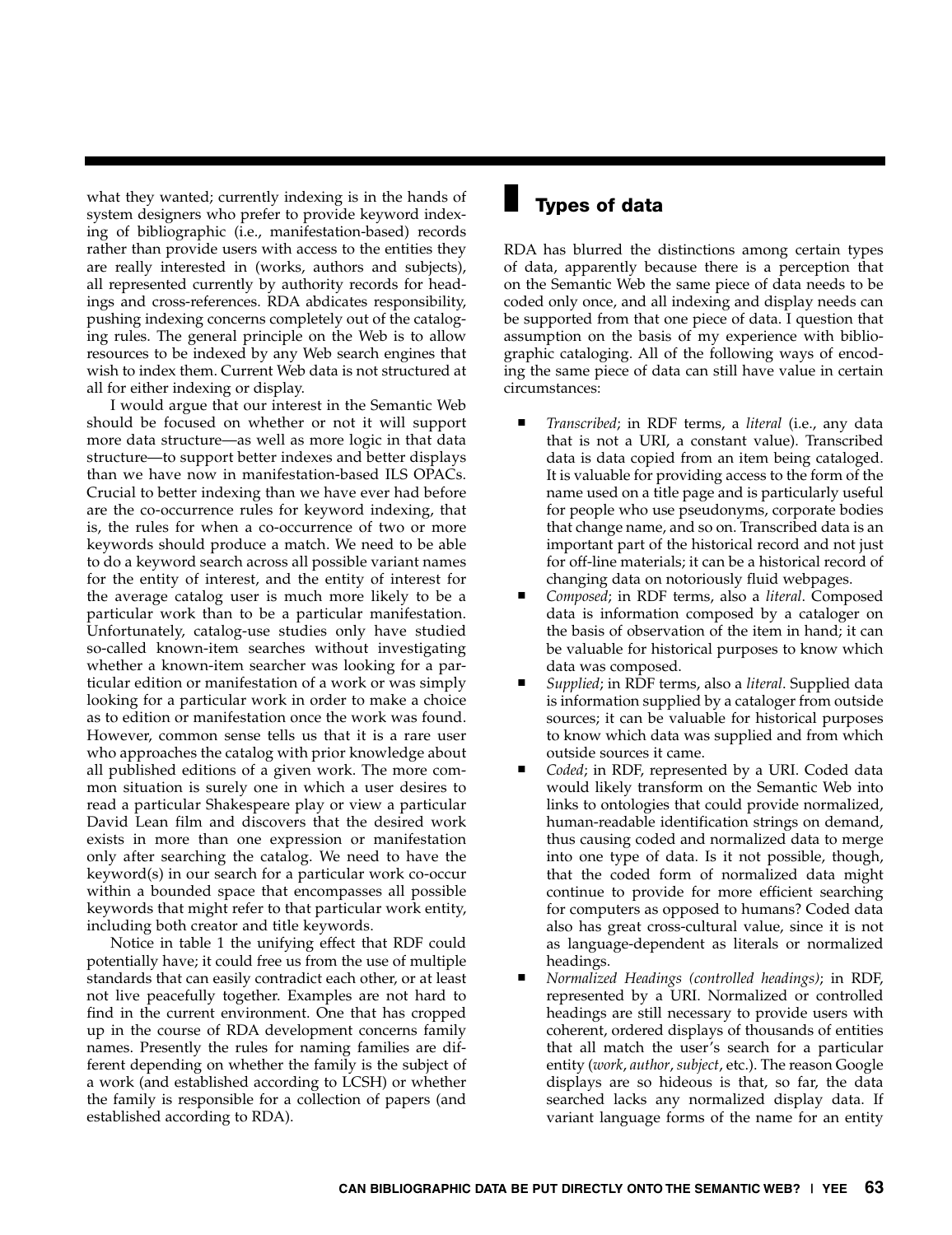what they wanted; currently indexing is in the hands of system designers who prefer to provide keyword indexing of bibliographic (i.e., manifestation-based) records rather than provide users with access to the entities they are really interested in (works, authors and subjects), all represented currently by authority records for headings and cross-references. RDA abdicates responsibility, pushing indexing concerns completely out of the cataloging rules. The general principle on the Web is to allow resources to be indexed by any Web search engines that wish to index them. Current Web data is not structured at all for either indexing or display.

I would argue that our interest in the Semantic Web should be focused on whether or not it will support more data structure—as well as more logic in that data structure—to support better indexes and better displays than we have now in manifestation-based ILS OPACs. Crucial to better indexing than we have ever had before are the co-occurrence rules for keyword indexing, that is, the rules for when a co-occurrence of two or more keywords should produce a match. We need to be able to do a keyword search across all possible variant names for the entity of interest, and the entity of interest for the average catalog user is much more likely to be a particular work than to be a particular manifestation. Unfortunately, catalog-use studies only have studied so-called known-item searches without investigating whether a known-item searcher was looking for a particular edition or manifestation of a work or was simply looking for a particular work in order to make a choice as to edition or manifestation once the work was found. However, common sense tells us that it is a rare user who approaches the catalog with prior knowledge about all published editions of a given work. The more common situation is surely one in which a user desires to read a particular Shakespeare play or view a particular David Lean film and discovers that the desired work exists in more than one expression or manifestation only after searching the catalog. We need to have the keyword(s) in our search for a particular work co-occur within a bounded space that encompasses all possible keywords that might refer to that particular work entity, including both creator and title keywords.

Notice in table 1 the unifying effect that RDF could potentially have; it could free us from the use of multiple standards that can easily contradict each other, or at least not live peacefully together. Examples are not hard to find in the current environment. One that has cropped up in the course of RDA development concerns family names. Presently the rules for naming families are different depending on whether the family is the subject of a work (and established according to LCSH) or whether the family is responsible for a collection of papers (and established according to RDA).

## Types of data

RDA has blurred the distinctions among certain types of data, apparently because there is a perception that on the Semantic Web the same piece of data needs to be coded only once, and all indexing and display needs can be supported from that one piece of data. I question that assumption on the basis of my experience with bibliographic cataloging. All of the following ways of encoding the same piece of data can still have value in certain circumstances:

- *Transcribed*; in RDF terms, a *literal* (i.e., any data that is not a URI, a constant value). Transcribed data is data copied from an item being cataloged. It is valuable for providing access to the form of the name used on a title page and is particularly useful for people who use pseudonyms, corporate bodies that change name, and so on. Transcribed data is an important part of the historical record and not just for off-line materials; it can be a historical record of changing data on notoriously fluid webpages.
- *Composed*; in RDF terms, also a *literal*. Composed data is information composed by a cataloger on the basis of observation of the item in hand; it can be valuable for historical purposes to know which data was composed.
- *Supplied*; in RDF terms, also a *literal*. Supplied data is information supplied by a cataloger from outside sources; it can be valuable for historical purposes to know which data was supplied and from which outside sources it came.
- *Coded*; in RDF, represented by a URI. Coded data would likely transform on the Semantic Web into links to ontologies that could provide normalized, human-readable identification strings on demand, thus causing coded and normalized data to merge into one type of data. Is it not possible, though, that the coded form of normalized data might continue to provide for more efficient searching for computers as opposed to humans? Coded data also has great cross-cultural value, since it is not as language-dependent as literals or normalized headings.
- *Normalized Headings (controlled headings)*; in RDF, represented by a URI. Normalized or controlled headings are still necessary to provide users with coherent, ordered displays of thousands of entities that all match the user's search for a particular entity (*work*, *author*, *subject*, etc.). The reason Google displays are so hideous is that, so far, the data searched lacks any normalized display data. If variant language forms of the name for an entity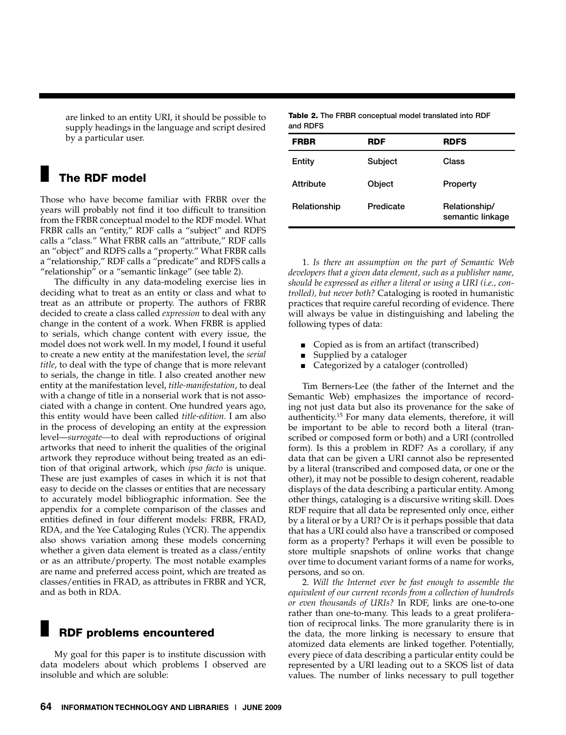are linked to an entity URI, it should be possible to supply headings in the language and script desired by a particular user.

## The RDF model

Those who have become familiar with FRBR over the years will probably not find it too difficult to transition from the FRBR conceptual model to the RDF model. What FRBR calls an "entity," RDF calls a "subject" and RDFS calls a "class." What FRBR calls an "attribute," RDF calls an "object" and RDFS calls a "property." What FRBR calls a "relationship," RDF calls a "predicate" and RDFS calls a "relationship" or a "semantic linkage" (see table 2).

The difficulty in any data-modeling exercise lies in deciding what to treat as an entity or class and what to treat as an attribute or property. The authors of FRBR decided to create a class called *expression* to deal with any change in the content of a work. When FRBR is applied to serials, which change content with every issue, the model does not work well. In my model, I found it useful to create a new entity at the manifestation level, the *serial title*, to deal with the type of change that is more relevant to serials, the change in title. I also created another new entity at the manifestation level, *title-manifestation*, to deal with a change of title in a nonserial work that is not associated with a change in content. One hundred years ago, this entity would have been called *title-edition*. I am also in the process of developing an entity at the expression level—*surrogate*—to deal with reproductions of original artworks that need to inherit the qualities of the original artwork they reproduce without being treated as an edition of that original artwork, which *ipso facto* is unique. These are just examples of cases in which it is not that easy to decide on the classes or entities that are necessary to accurately model bibliographic information. See the appendix for a complete comparison of the classes and entities defined in four different models: FRBR, FRAD, RDA, and the Yee Cataloging Rules (YCR). The appendix also shows variation among these models concerning whether a given data element is treated as a class/entity or as an attribute/property. The most notable examples are name and preferred access point, which are treated as classes/entities in FRAD, as attributes in FRBR and YCR, and as both in RDA.

**Table 2.** The FRBR conceptual model translated into RDF and RDFS

| FRBR | RDF | RDFS |
| --- | --- | --- |
| Entity | Subject | Class |
| Attribute | Object | Property |
| Relationship | Predicate | Relationship/ semantic linkage |

## RDF problems encountered

My goal for this paper is to institute discussion with data modelers about which problems I observed are insoluble and which are soluble:

1. *Is there an assumption on the part of Semantic Web developers that a given data element, such as a publisher name, should be expressed as either a literal or using a URI (i.e., controlled), but never both?* Cataloging is rooted in humanistic practices that require careful recording of evidence. There will always be value in distinguishing and labeling the following types of data:

- Copied as is from an artifact (transcribed)
- Supplied by a cataloger
- Categorized by a cataloger (controlled)

Tim Berners-Lee (the father of the Internet and the Semantic Web) emphasizes the importance of recording not just data but also its provenance for the sake of authenticity.[15] For many data elements, therefore, it will be important to be able to record both a literal (transcribed or composed form or both) and a URI (controlled form). Is this a problem in RDF? As a corollary, if any data that can be given a URI cannot also be represented by a literal (transcribed and composed data, or one or the other), it may not be possible to design coherent, readable displays of the data describing a particular entity. Among other things, cataloging is a discursive writing skill. Does RDF require that all data be represented only once, either by a literal or by a URI? Or is it perhaps possible that data that has a URI could also have a transcribed or composed form as a property? Perhaps it will even be possible to store multiple snapshots of online works that change over time to document variant forms of a name for works, persons, and so on.

2. *Will the Internet ever be fast enough to assemble the equivalent of our current records from a collection of hundreds or even thousands of URIs?* In RDF, links are one-to-one rather than one-to-many. This leads to a great proliferation of reciprocal links. The more granularity there is in the data, the more linking is necessary to ensure that atomized data elements are linked together. Potentially, every piece of data describing a particular entity could be represented by a URI leading out to a SKOS list of data values. The number of links necessary to pull together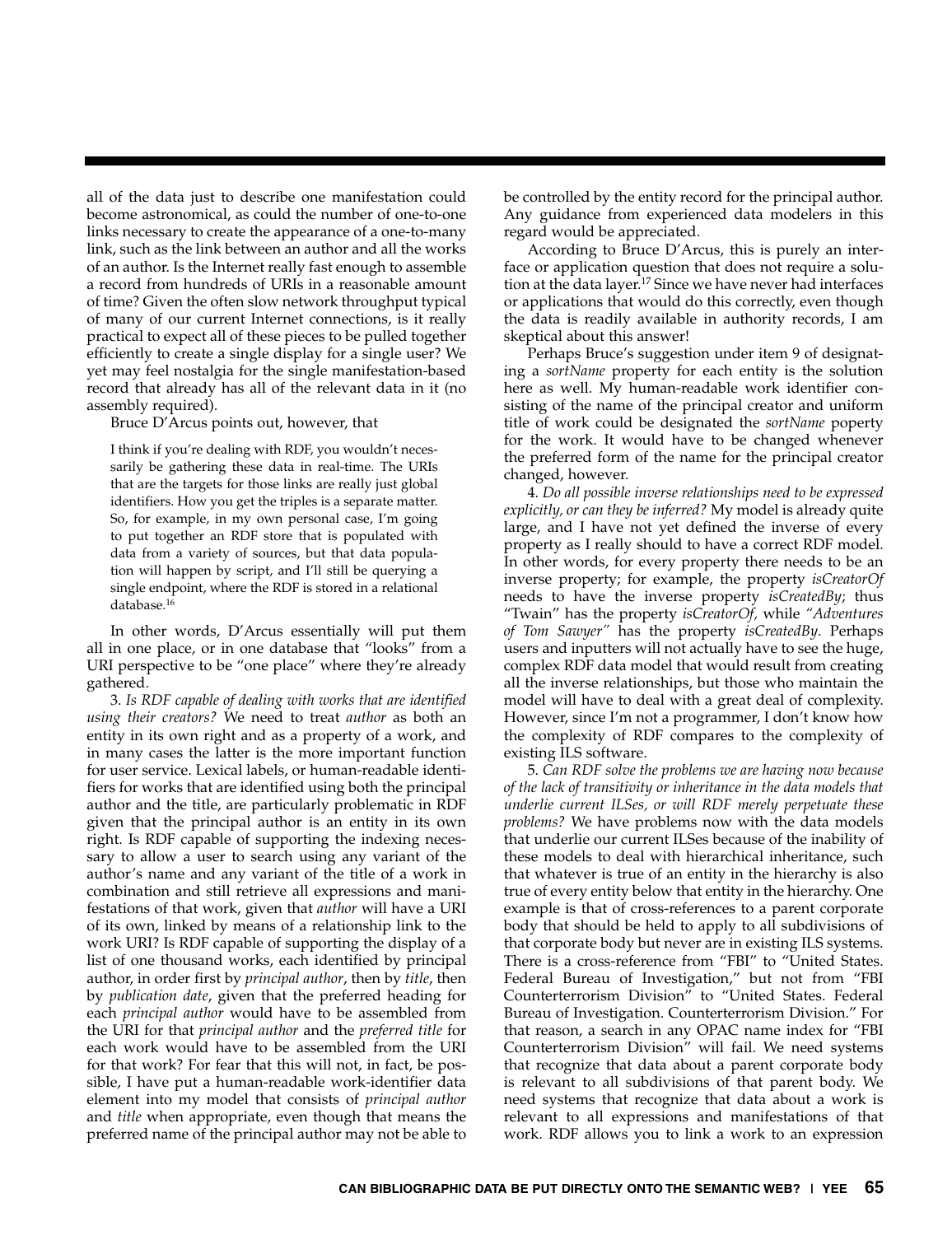all of the data just to describe one manifestation could become astronomical, as could the number of one-to-one links necessary to create the appearance of a one-to-many link, such as the link between an author and all the works of an author. Is the Internet really fast enough to assemble a record from hundreds of URIs in a reasonable amount of time? Given the often slow network throughput typical of many of our current Internet connections, is it really practical to expect all of these pieces to be pulled together efficiently to create a single display for a single user? We yet may feel nostalgia for the single manifestation-based record that already has all of the relevant data in it (no assembly required).

Bruce D'Arcus points out, however, that

> I think if you're dealing with RDF, you wouldn't necessarily be gathering these data in real-time. The URIs that are the targets for those links are really just global identifiers. How you get the triples is a separate matter. So, for example, in my own personal case, I'm going to put together an RDF store that is populated with data from a variety of sources, but that data population will happen by script, and I'll still be querying a single endpoint, where the RDF is stored in a relational database.[16]

In other words, D'Arcus essentially will put them all in one place, or in one database that "looks" from a URI perspective to be "one place" where they're already gathered.

3. *Is RDF capable of dealing with works that are identified using their creators?* We need to treat *author* as both an entity in its own right and as a property of a work, and in many cases the latter is the more important function for user service. Lexical labels, or human-readable identifiers for works that are identified using both the principal author and the title, are particularly problematic in RDF given that the principal author is an entity in its own right. Is RDF capable of supporting the indexing necessary to allow a user to search using any variant of the author's name and any variant of the title of a work in combination and still retrieve all expressions and manifestations of that work, given that *author* will have a URI of its own, linked by means of a relationship link to the work URI? Is RDF capable of supporting the display of a list of one thousand works, each identified by principal author, in order first by *principal author*, then by *title*, then by *publication date*, given that the preferred heading for each *principal author* would have to be assembled from the URI for that *principal author* and the *preferred title* for each work would have to be assembled from the URI for that work? For fear that this will not, in fact, be possible, I have put a human-readable work-identifier data element into my model that consists of *principal author* and *title* when appropriate, even though that means the preferred name of the principal author may not be able to be controlled by the entity record for the principal author. Any guidance from experienced data modelers in this regard would be appreciated.

According to Bruce D'Arcus, this is purely an interface or application question that does not require a solution at the data layer.[17] Since we have never had interfaces or applications that would do this correctly, even though the data is readily available in authority records, I am skeptical about this answer!

Perhaps Bruce's suggestion under item 9 of designating a *sortName* property for each entity is the solution here as well. My human-readable work identifier consisting of the name of the principal creator and uniform title of work could be designated the *sortName* poperty for the work. It would have to be changed whenever the preferred form of the name for the principal creator changed, however.

4. *Do all possible inverse relationships need to be expressed explicitly, or can they be inferred?* My model is already quite large, and I have not yet defined the inverse of every property as I really should to have a correct RDF model. In other words, for every property there needs to be an inverse property; for example, the property *isCreatorOf* needs to have the inverse property *isCreatedBy*; thus "Twain" has the property *isCreatorOf*, while *"Adventures of Tom Sawyer"* has the property *isCreatedBy*. Perhaps users and inputters will not actually have to see the huge, complex RDF data model that would result from creating all the inverse relationships, but those who maintain the model will have to deal with a great deal of complexity. However, since I'm not a programmer, I don't know how the complexity of RDF compares to the complexity of existing ILS software.

5. *Can RDF solve the problems we are having now because of the lack of transitivity or inheritance in the data models that underlie current ILSes, or will RDF merely perpetuate these problems?* We have problems now with the data models that underlie our current ILSes because of the inability of these models to deal with hierarchical inheritance, such that whatever is true of an entity in the hierarchy is also true of every entity below that entity in the hierarchy. One example is that of cross-references to a parent corporate body that should be held to apply to all subdivisions of that corporate body but never are in existing ILS systems. There is a cross-reference from "FBI" to "United States. Federal Bureau of Investigation," but not from "FBI Counterterrorism Division" to "United States. Federal Bureau of Investigation. Counterterrorism Division." For that reason, a search in any OPAC name index for "FBI Counterterrorism Division" will fail. We need systems that recognize that data about a parent corporate body is relevant to all subdivisions of that parent body. We need systems that recognize that data about a work is relevant to all expressions and manifestations of that work. RDF allows you to link a work to an expression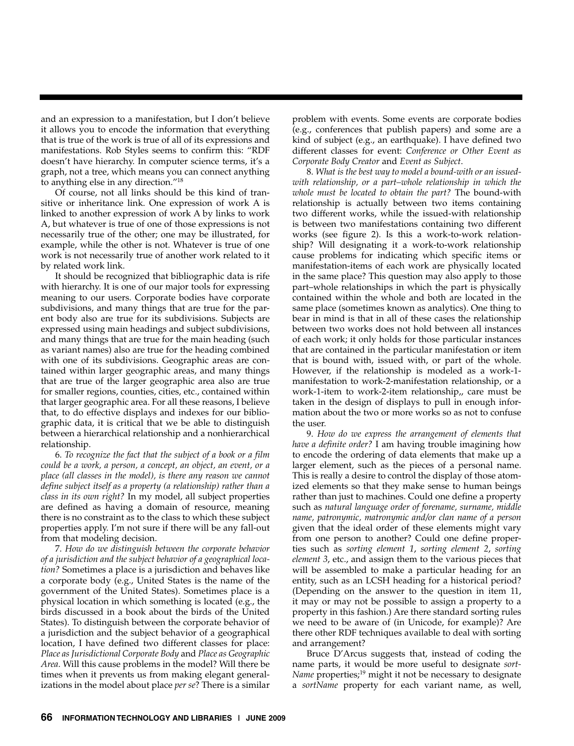and an expression to a manifestation, but I don't believe it allows you to encode the information that everything that is true of the work is true of all of its expressions and manifestations. Rob Styles seems to confirm this: "RDF doesn't have hierarchy. In computer science terms, it's a graph, not a tree, which means you can connect anything to anything else in any direction."[18]

Of course, not all links should be this kind of transitive or inheritance link. One expression of work A is linked to another expression of work A by links to work A, but whatever is true of one of those expressions is not necessarily true of the other; one may be illustrated, for example, while the other is not. Whatever is true of one work is not necessarily true of another work related to it by related work link.

It should be recognized that bibliographic data is rife with hierarchy. It is one of our major tools for expressing meaning to our users. Corporate bodies have corporate subdivisions, and many things that are true for the parent body also are true for its subdivisions. Subjects are expressed using main headings and subject subdivisions, and many things that are true for the main heading (such as variant names) also are true for the heading combined with one of its subdivisions. Geographic areas are contained within larger geographic areas, and many things that are true of the larger geographic area also are true for smaller regions, counties, cities, etc., contained within that larger geographic area. For all these reasons, I believe that, to do effective displays and indexes for our bibliographic data, it is critical that we be able to distinguish between a hierarchical relationship and a nonhierarchical relationship.

6. *To recognize the fact that the subject of a book or a film could be a work, a person, a concept, an object, an event, or a place (all classes in the model), is there any reason we cannot define subject itself as a property (a relationship) rather than a class in its own right?* In my model, all subject properties are defined as having a domain of resource, meaning there is no constraint as to the class to which these subject properties apply. I'm not sure if there will be any fall-out from that modeling decision.

7. *How do we distinguish between the corporate behavior of a jurisdiction and the subject behavior of a geographical location?* Sometimes a place is a jurisdiction and behaves like a corporate body (e.g., United States is the name of the government of the United States). Sometimes place is a physical location in which something is located (e.g., the birds discussed in a book about the birds of the United States). To distinguish between the corporate behavior of a jurisdiction and the subject behavior of a geographical location, I have defined two different classes for place: *Place as Jurisdictional Corporate Body* and *Place as Geographic Area*. Will this cause problems in the model? Will there be times when it prevents us from making elegant generalizations in the model about place *per se*? There is a similar problem with events. Some events are corporate bodies (e.g., conferences that publish papers) and some are a kind of subject (e.g., an earthquake). I have defined two different classes for event: *Conference or Other Event as Corporate Body Creator* and *Event as Subject*.

8. *What is the best way to model a bound-with or an issued-with relationship, or a part–whole relationship in which the whole must be located to obtain the part?* The bound-with relationship is actually between two items containing two different works, while the issued-with relationship is between two manifestations containing two different works (see figure 2). Is this a work-to-work relationship? Will designating it a work-to-work relationship cause problems for indicating which specific items or manifestation-items of each work are physically located in the same place? This question may also apply to those part–whole relationships in which the part is physically contained within the whole and both are located in the same place (sometimes known as analytics). One thing to bear in mind is that in all of these cases the relationship between two works does not hold between all instances of each work; it only holds for those particular instances that are contained in the particular manifestation or item that is bound with, issued with, or part of the whole. However, if the relationship is modeled as a work-1-manifestation to work-2-manifestation relationship, or a work-1-item to work-2-item relationship,, care must be taken in the design of displays to pull in enough information about the two or more works so as not to confuse the user.

9. *How do we express the arrangement of elements that have a definite order?* I am having trouble imagining how to encode the ordering of data elements that make up a larger element, such as the pieces of a personal name. This is really a desire to control the display of those atomized elements so that they make sense to human beings rather than just to machines. Could one define a property such as *natural language order of forename, surname, middle name, patronymic, matronymic and/or clan name of a person* given that the ideal order of these elements might vary from one person to another? Could one define properties such as *sorting element 1*, *sorting element 2*, *sorting element 3*, etc., and assign them to the various pieces that will be assembled to make a particular heading for an entity, such as an LCSH heading for a historical period? (Depending on the answer to the question in item 11, it may or may not be possible to assign a property to a property in this fashion.) Are there standard sorting rules we need to be aware of (in Unicode, for example)? Are there other RDF techniques available to deal with sorting and arrangement?

Bruce D'Arcus suggests that, instead of coding the name parts, it would be more useful to designate *sortName* properties;[19] might it not be necessary to designate a *sortName* property for each variant name, as well,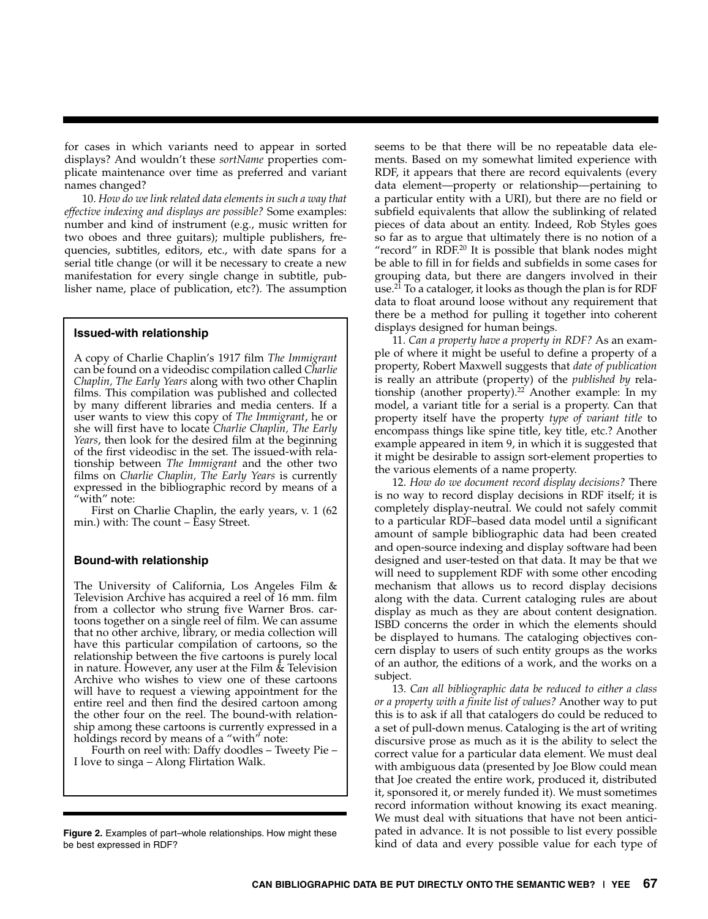for cases in which variants need to appear in sorted displays? And wouldn't these *sortName* properties complicate maintenance over time as preferred and variant names changed?

10. *How do we link related data elements in such a way that effective indexing and displays are possible?* Some examples: number and kind of instrument (e.g., music written for two oboes and three guitars); multiple publishers, frequencies, subtitles, editors, etc., with date spans for a serial title change (or will it be necessary to create a new manifestation for every single change in subtitle, publisher name, place of publication, etc?). The assumption seems to be that there will be no repeatable data elements. Based on my somewhat limited experience with RDF, it appears that there are record equivalents (every data element—property or relationship—pertaining to a particular entity with a URI), but there are no field or subfield equivalents that allow the sublinking of related pieces of data about an entity. Indeed, Rob Styles goes so far as to argue that ultimately there is no notion of a "record" in RDF.[20] It is possible that blank nodes might be able to fill in for fields and subfields in some cases for grouping data, but there are dangers involved in their use.[21] To a cataloger, it looks as though the plan is for RDF data to float around loose without any requirement that there be a method for pulling it together into coherent displays designed for human beings.

11. *Can a property have a property in RDF?* As an example of where it might be useful to define a property of a property, Robert Maxwell suggests that *date of publication* is really an attribute (property) of the *published by* relationship (another property).[22] Another example: In my model, a variant title for a serial is a property. Can that property itself have the property *type of variant title* to encompass things like spine title, key title, etc.? Another example appeared in item 9, in which it is suggested that it might be desirable to assign sort-element properties to the various elements of a name property.

12. *How do we document record display decisions?* There is no way to record display decisions in RDF itself; it is completely display-neutral. We could not safely commit to a particular RDF–based data model until a significant amount of sample bibliographic data had been created and open-source indexing and display software had been designed and user-tested on that data. It may be that we will need to supplement RDF with some other encoding mechanism that allows us to record display decisions along with the data. Current cataloging rules are about display as much as they are about content designation. ISBD concerns the order in which the elements should be displayed to humans. The cataloging objectives concern display to users of such entity groups as the works of an author, the editions of a work, and the works on a subject.

13. *Can all bibliographic data be reduced to either a class or a property with a finite list of values?* Another way to put this is to ask if all that catalogers do could be reduced to a set of pull-down menus. Cataloging is the art of writing discursive prose as much as it is the ability to select the correct value for a particular data element. We must deal with ambiguous data (presented by Joe Blow could mean that Joe created the entire work, produced it, distributed it, sponsored it, or merely funded it). We must sometimes record information without knowing its exact meaning. We must deal with situations that have not been anticipated in advance. It is not possible to list every possible kind of data and every possible value for each type of

### Issued-with relationship

A copy of Charlie Chaplin's 1917 film *The Immigrant* can be found on a videodisc compilation called *Charlie Chaplin, The Early Years* along with two other Chaplin films. This compilation was published and collected by many different libraries and media centers. If a user wants to view this copy of *The Immigrant*, he or she will first have to locate *Charlie Chaplin, The Early Years*, then look for the desired film at the beginning of the first videodisc in the set. The issued-with relationship between *The Immigrant* and the other two films on *Charlie Chaplin, The Early Years* is currently expressed in the bibliographic record by means of a "with" note:

First on Charlie Chaplin, the early years, v. 1 (62 min.) with: The count – Easy Street.

### Bound-with relationship

The University of California, Los Angeles Film & Television Archive has acquired a reel of 16 mm. film from a collector who strung five Warner Bros. cartoons together on a single reel of film. We can assume that no other archive, library, or media collection will have this particular compilation of cartoons, so the relationship between the five cartoons is purely local in nature. However, any user at the Film & Television Archive who wishes to view one of these cartoons will have to request a viewing appointment for the entire reel and then find the desired cartoon among the other four on the reel. The bound-with relationship among these cartoons is currently expressed in a holdings record by means of a "with" note:

Fourth on reel with: Daffy doodles – Tweety Pie – I love to singa – Along Flirtation Walk.

**Figure 2.** Examples of part–whole relationships. How might these be best expressed in RDF?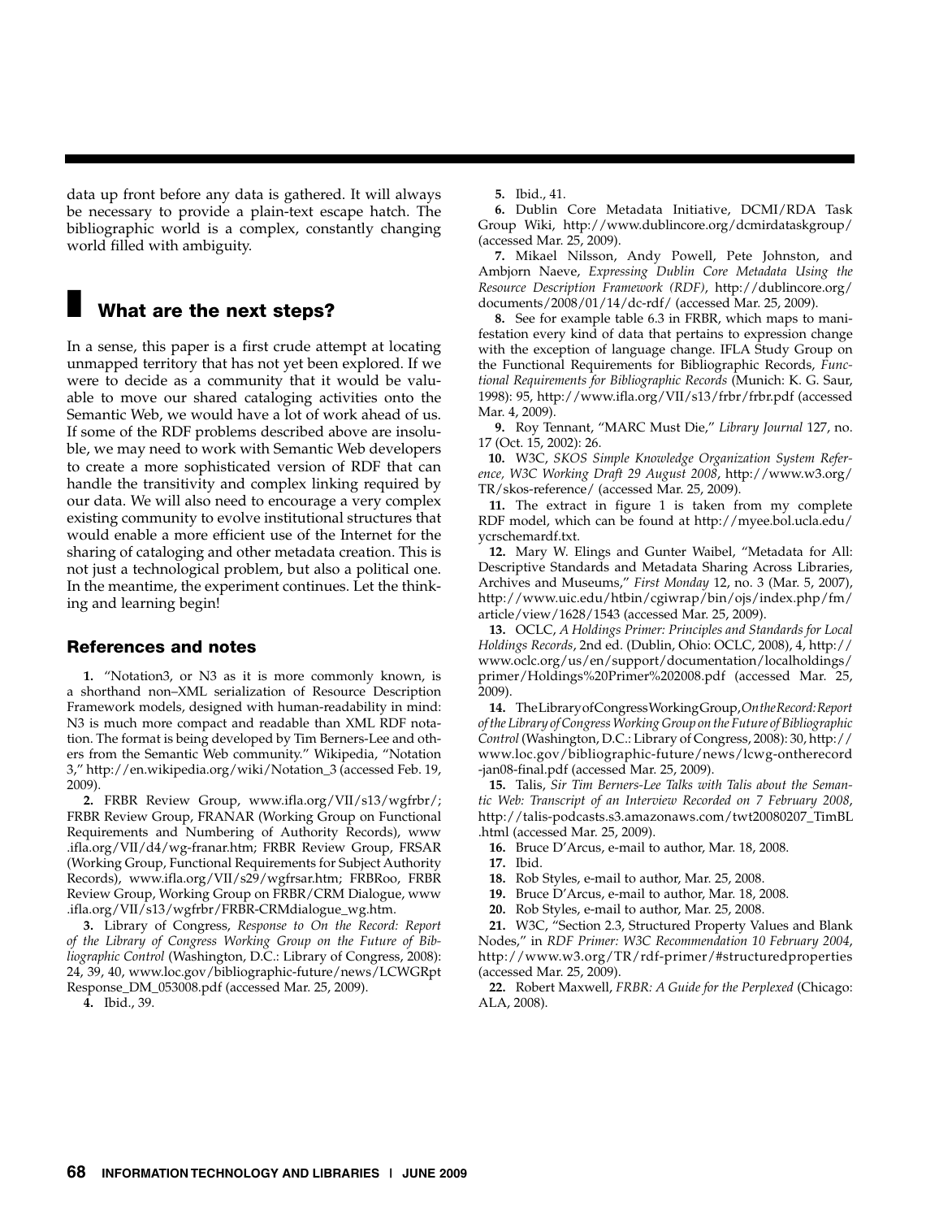data up front before any data is gathered. It will always be necessary to provide a plain-text escape hatch. The bibliographic world is a complex, constantly changing world filled with ambiguity.

## What are the next steps?

In a sense, this paper is a first crude attempt at locating unmapped territory that has not yet been explored. If we were to decide as a community that it would be valuable to move our shared cataloging activities onto the Semantic Web, we would have a lot of work ahead of us. If some of the RDF problems described above are insoluble, we may need to work with Semantic Web developers to create a more sophisticated version of RDF that can handle the transitivity and complex linking required by our data. We will also need to encourage a very complex existing community to evolve institutional structures that would enable a more efficient use of the Internet for the sharing of cataloging and other metadata creation. This is not just a technological problem, but also a political one. In the meantime, the experiment continues. Let the thinking and learning begin!

### References and notes

**1.** "Notation3, or N3 as it is more commonly known, is a shorthand non–XML serialization of Resource Description Framework models, designed with human-readability in mind: N3 is much more compact and readable than XML RDF notation. The format is being developed by Tim Berners-Lee and others from the Semantic Web community." Wikipedia, "Notation 3," http://en.wikipedia.org/wiki/Notation_3 (accessed Feb. 19, 2009).

**2.** FRBR Review Group, www.ifla.org/VII/s13/wgfrbr/; FRBR Review Group, FRANAR (Working Group on Functional Requirements and Numbering of Authority Records), www.ifla.org/VII/d4/wg-franar.htm; FRBR Review Group, FRSAR (Working Group, Functional Requirements for Subject Authority Records), www.ifla.org/VII/s29/wgfrsar.htm; FRBRoo, FRBR Review Group, Working Group on FRBR/CRM Dialogue, www.ifla.org/VII/s13/wgfrbr/FRBR-CRMdialogue_wg.htm.

**3.** Library of Congress, *Response to On the Record: Report of the Library of Congress Working Group on the Future of Bibliographic Control* (Washington, D.C.: Library of Congress, 2008): 24, 39, 40, www.loc.gov/bibliographic-future/news/LCWGRptResponse_DM_053008.pdf (accessed Mar. 25, 2009).

**4.** Ibid., 39.

**5.** Ibid., 41.

**6.** Dublin Core Metadata Initiative, DCMI/RDA Task Group Wiki, http://www.dublincore.org/dcmirdataskgroup/ (accessed Mar. 25, 2009).

**7.** Mikael Nilsson, Andy Powell, Pete Johnston, and Ambjorn Naeve, *Expressing Dublin Core Metadata Using the Resource Description Framework (RDF)*, http://dublincore.org/documents/2008/01/14/dc-rdf/ (accessed Mar. 25, 2009).

**8.** See for example table 6.3 in FRBR, which maps to manifestation every kind of data that pertains to expression change with the exception of language change. IFLA Study Group on the Functional Requirements for Bibliographic Records, *Functional Requirements for Bibliographic Records* (Munich: K. G. Saur, 1998): 95, http://www.ifla.org/VII/s13/frbr/frbr.pdf (accessed Mar. 4, 2009).

**9.** Roy Tennant, "MARC Must Die," *Library Journal* 127, no. 17 (Oct. 15, 2002): 26.

**10.** W3C, *SKOS Simple Knowledge Organization System Reference, W3C Working Draft 29 August 2008*, http://www.w3.org/TR/skos-reference/ (accessed Mar. 25, 2009).

**11.** The extract in figure 1 is taken from my complete RDF model, which can be found at http://myee.bol.ucla.edu/ycrschemardf.txt.

**12.** Mary W. Elings and Gunter Waibel, "Metadata for All: Descriptive Standards and Metadata Sharing Across Libraries, Archives and Museums," *First Monday* 12, no. 3 (Mar. 5, 2007), http://www.uic.edu/htbin/cgiwrap/bin/ojs/index.php/fm/article/view/1628/1543 (accessed Mar. 25, 2009).

**13.** OCLC, *A Holdings Primer: Principles and Standards for Local Holdings Records*, 2nd ed. (Dublin, Ohio: OCLC, 2008), 4, http://www.oclc.org/us/en/support/documentation/localholdings/primer/Holdings%20Primer%202008.pdf (accessed Mar. 25, 2009).

**14.** The Library of Congress Working Group, *On the Record: Report of the Library of Congress Working Group on the Future of Bibliographic Control* (Washington, D.C.: Library of Congress, 2008): 30, http://www.loc.gov/bibliographic-future/news/lcwg-ontherecord-jan08-final.pdf (accessed Mar. 25, 2009).

**15.** Talis, *Sir Tim Berners-Lee Talks with Talis about the Semantic Web: Transcript of an Interview Recorded on 7 February 2008*, http://talis-podcasts.s3.amazonaws.com/twt20080207_TimBL.html (accessed Mar. 25, 2009).

**16.** Bruce D'Arcus, e-mail to author, Mar. 18, 2008.

**17.** Ibid.

**18.** Rob Styles, e-mail to author, Mar. 25, 2008.

**19.** Bruce D'Arcus, e-mail to author, Mar. 18, 2008.

**20.** Rob Styles, e-mail to author, Mar. 25, 2008.

**21.** W3C, "Section 2.3, Structured Property Values and Blank Nodes," in *RDF Primer: W3C Recommendation 10 February 2004*, http://www.w3.org/TR/rdf-primer/#structuredproperties (accessed Mar. 25, 2009).

**22.** Robert Maxwell, *FRBR: A Guide for the Perplexed* (Chicago: ALA, 2008).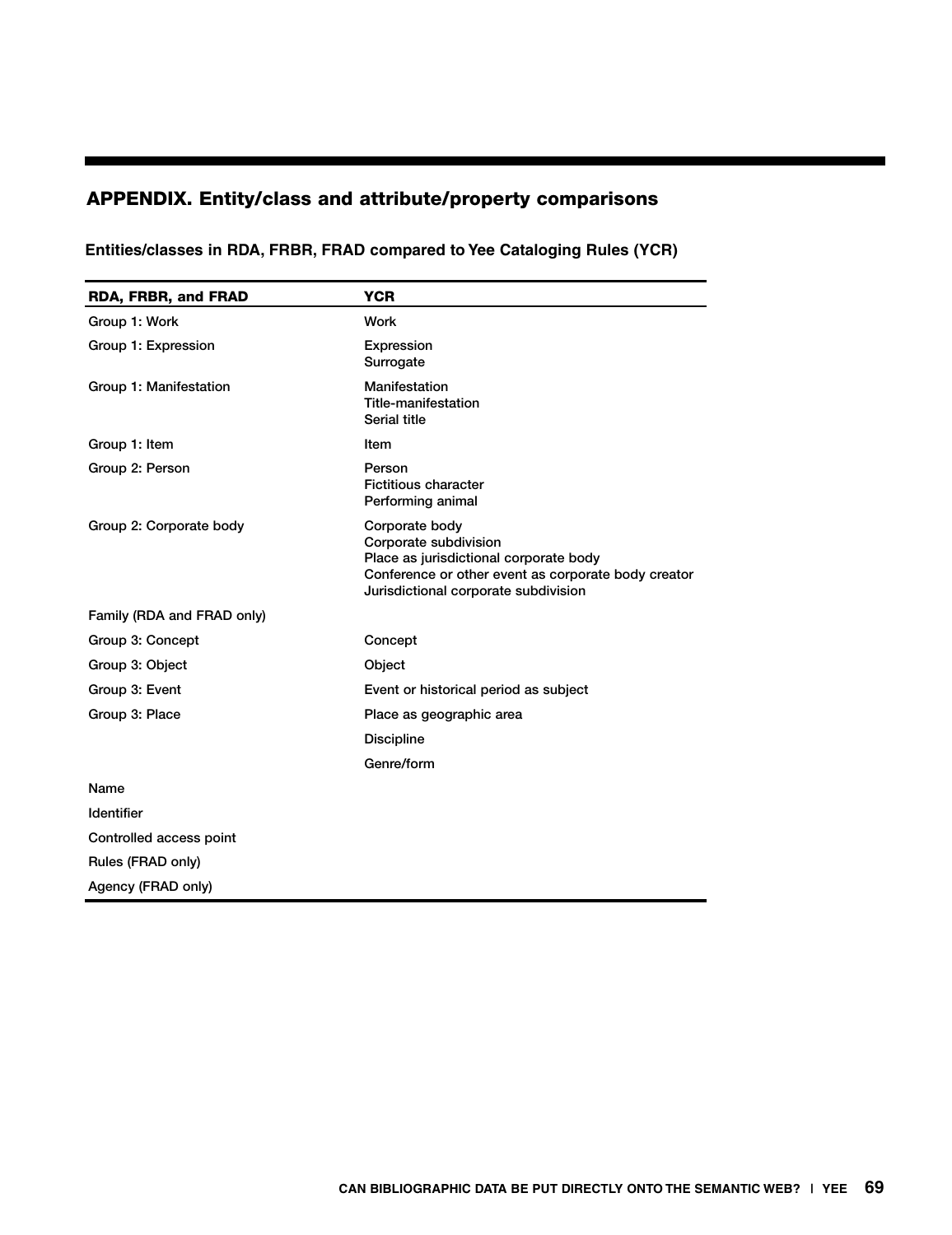## APPENDIX. Entity/class and attribute/property comparisons

### Entities/classes in RDA, FRBR, FRAD compared to Yee Cataloging Rules (YCR)

| RDA, FRBR, and FRAD | YCR |
|---|---|
| Group 1: Work | Work |
| Group 1: Expression | Expression<br>Surrogate |
| Group 1: Manifestation | Manifestation<br>Title-manifestation<br>Serial title |
| Group 1: Item | Item |
| Group 2: Person | Person<br>Fictitious character<br>Performing animal |
| Group 2: Corporate body | Corporate body<br>Corporate subdivision<br>Place as jurisdictional corporate body<br>Conference or other event as corporate body creator<br>Jurisdictional corporate subdivision |
| Family (RDA and FRAD only) | |
| Group 3: Concept | Concept |
| Group 3: Object | Object |
| Group 3: Event | Event or historical period as subject |
| Group 3: Place | Place as geographic area |
| | Discipline |
| | Genre/form |
| Name | |
| Identifier | |
| Controlled access point | |
| Rules (FRAD only) | |
| Agency (FRAD only) | |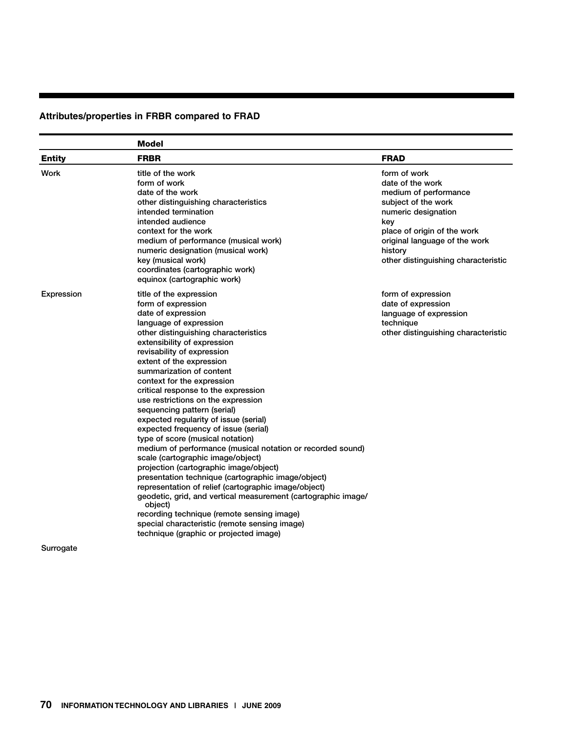**Attributes/properties in FRBR compared to FRAD**

| | Model | |
|---|---|---|
| **Entity** | **FRBR** | **FRAD** |
| Work | title of the work<br>form of work<br>date of the work<br>other distinguishing characteristics<br>intended termination<br>intended audience<br>context for the work<br>medium of performance (musical work)<br>numeric designation (musical work)<br>key (musical work)<br>coordinates (cartographic work)<br>equinox (cartographic work) | form of work<br>date of the work<br>medium of performance<br>subject of the work<br>numeric designation<br>key<br>place of origin of the work<br>original language of the work<br>history<br>other distinguishing characteristic |
| Expression | title of the expression<br>form of expression<br>date of expression<br>language of expression<br>other distinguishing characteristics<br>extensibility of expression<br>revisability of expression<br>extent of the expression<br>summarization of content<br>context for the expression<br>critical response to the expression<br>use restrictions on the expression<br>sequencing pattern (serial)<br>expected regularity of issue (serial)<br>expected frequency of issue (serial)<br>type of score (musical notation)<br>medium of performance (musical notation or recorded sound)<br>scale (cartographic image/object)<br>projection (cartographic image/object)<br>presentation technique (cartographic image/object)<br>representation of relief (cartographic image/object)<br>geodetic, grid, and vertical measurement (cartographic image/object)<br>recording technique (remote sensing image)<br>special characteristic (remote sensing image)<br>technique (graphic or projected image) | form of expression<br>date of expression<br>language of expression<br>technique<br>other distinguishing characteristic |
| Surrogate | | |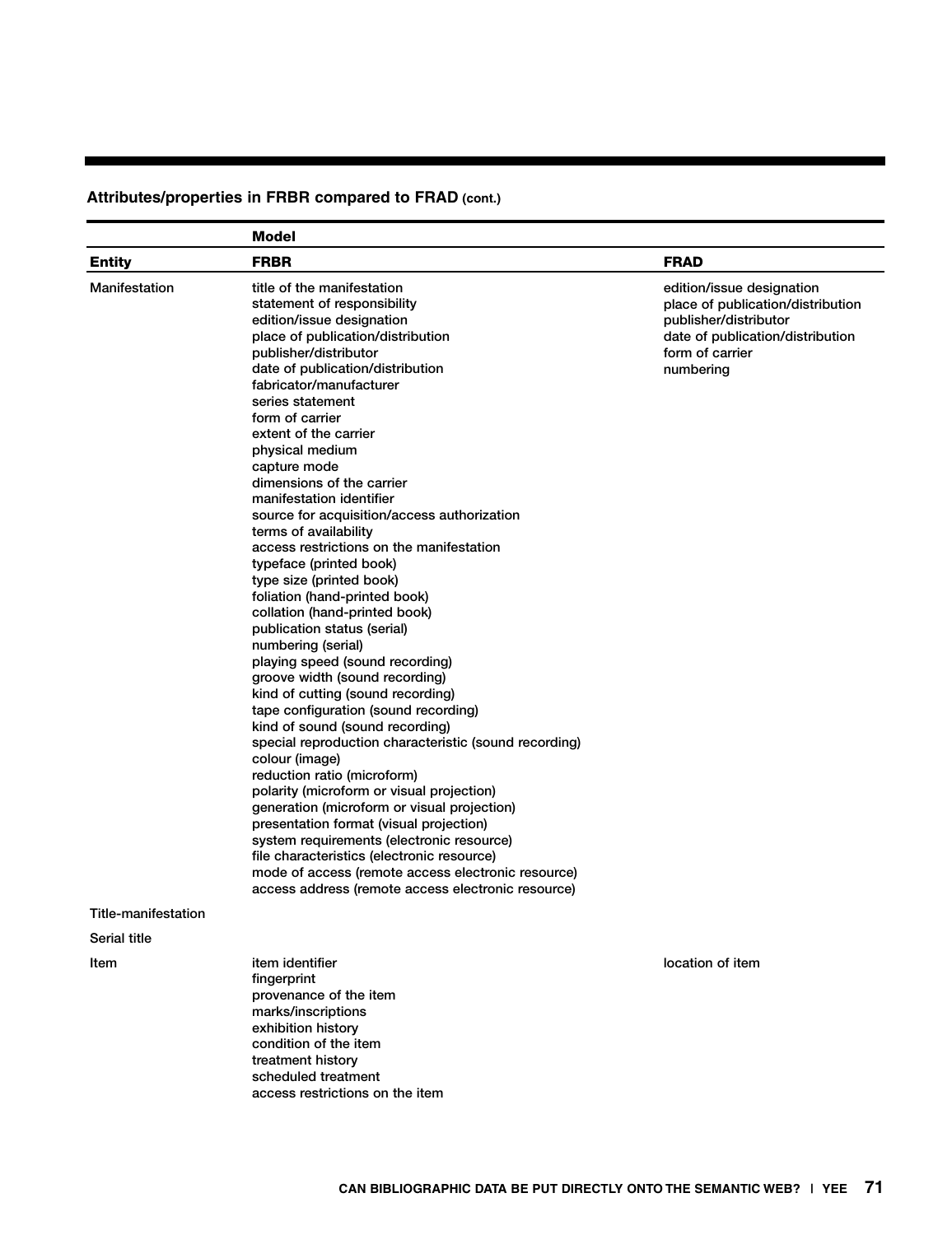**Attributes/properties in FRBR compared to FRAD (cont.)**

| | Model | |
|---|---|---|
| **Entity** | **FRBR** | **FRAD** |
| Manifestation | title of the manifestation<br>statement of responsibility<br>edition/issue designation<br>place of publication/distribution<br>publisher/distributor<br>date of publication/distribution<br>fabricator/manufacturer<br>series statement<br>form of carrier<br>extent of the carrier<br>physical medium<br>capture mode<br>dimensions of the carrier<br>manifestation identifier<br>source for acquisition/access authorization<br>terms of availability<br>access restrictions on the manifestation<br>typeface (printed book)<br>type size (printed book)<br>foliation (hand-printed book)<br>collation (hand-printed book)<br>publication status (serial)<br>numbering (serial)<br>playing speed (sound recording)<br>groove width (sound recording)<br>kind of cutting (sound recording)<br>tape configuration (sound recording)<br>kind of sound (sound recording)<br>special reproduction characteristic (sound recording)<br>colour (image)<br>reduction ratio (microform)<br>polarity (microform or visual projection)<br>generation (microform or visual projection)<br>presentation format (visual projection)<br>system requirements (electronic resource)<br>file characteristics (electronic resource)<br>mode of access (remote access electronic resource)<br>access address (remote access electronic resource) | edition/issue designation<br>place of publication/distribution<br>publisher/distributor<br>date of publication/distribution<br>form of carrier<br>numbering |
| Title-manifestation | | |
| Serial title | | |
| Item | item identifier<br>fingerprint<br>provenance of the item<br>marks/inscriptions<br>exhibition history<br>condition of the item<br>treatment history<br>scheduled treatment<br>access restrictions on the item | location of item |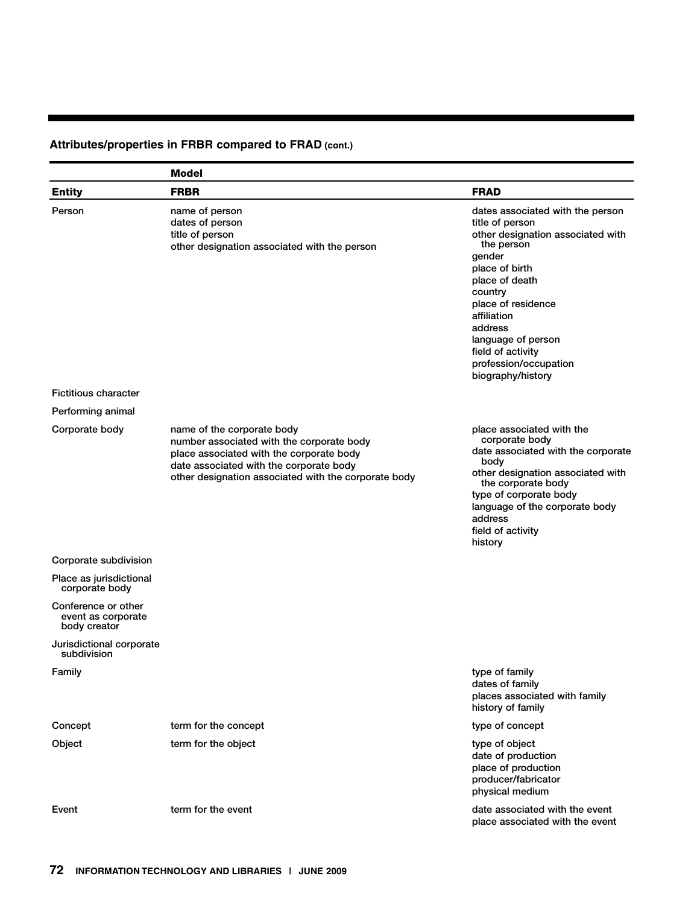**Attributes/properties in FRBR compared to FRAD (cont.)**

| | Model | |
|---|---|---|
| **Entity** | **FRBR** | **FRAD** |
| Person | name of person<br>dates of person<br>title of person<br>other designation associated with the person | dates associated with the person<br>title of person<br>other designation associated with the person<br>gender<br>place of birth<br>place of death<br>country<br>place of residence<br>affiliation<br>address<br>language of person<br>field of activity<br>profession/occupation<br>biography/history |
| Fictitious character | | |
| Performing animal | | |
| Corporate body | name of the corporate body<br>number associated with the corporate body<br>place associated with the corporate body<br>date associated with the corporate body<br>other designation associated with the corporate body | place associated with the corporate body<br>date associated with the corporate body<br>other designation associated with the corporate body<br>type of corporate body<br>language of the corporate body<br>address<br>field of activity<br>history |
| Corporate subdivision | | |
| Place as jurisdictional corporate body | | |
| Conference or other event as corporate body creator | | |
| Jurisdictional corporate subdivision | | |
| Family | | type of family<br>dates of family<br>places associated with family<br>history of family |
| Concept | term for the concept | type of concept |
| Object | term for the object | type of object<br>date of production<br>place of production<br>producer/fabricator<br>physical medium |
| Event | term for the event | date associated with the event<br>place associated with the event |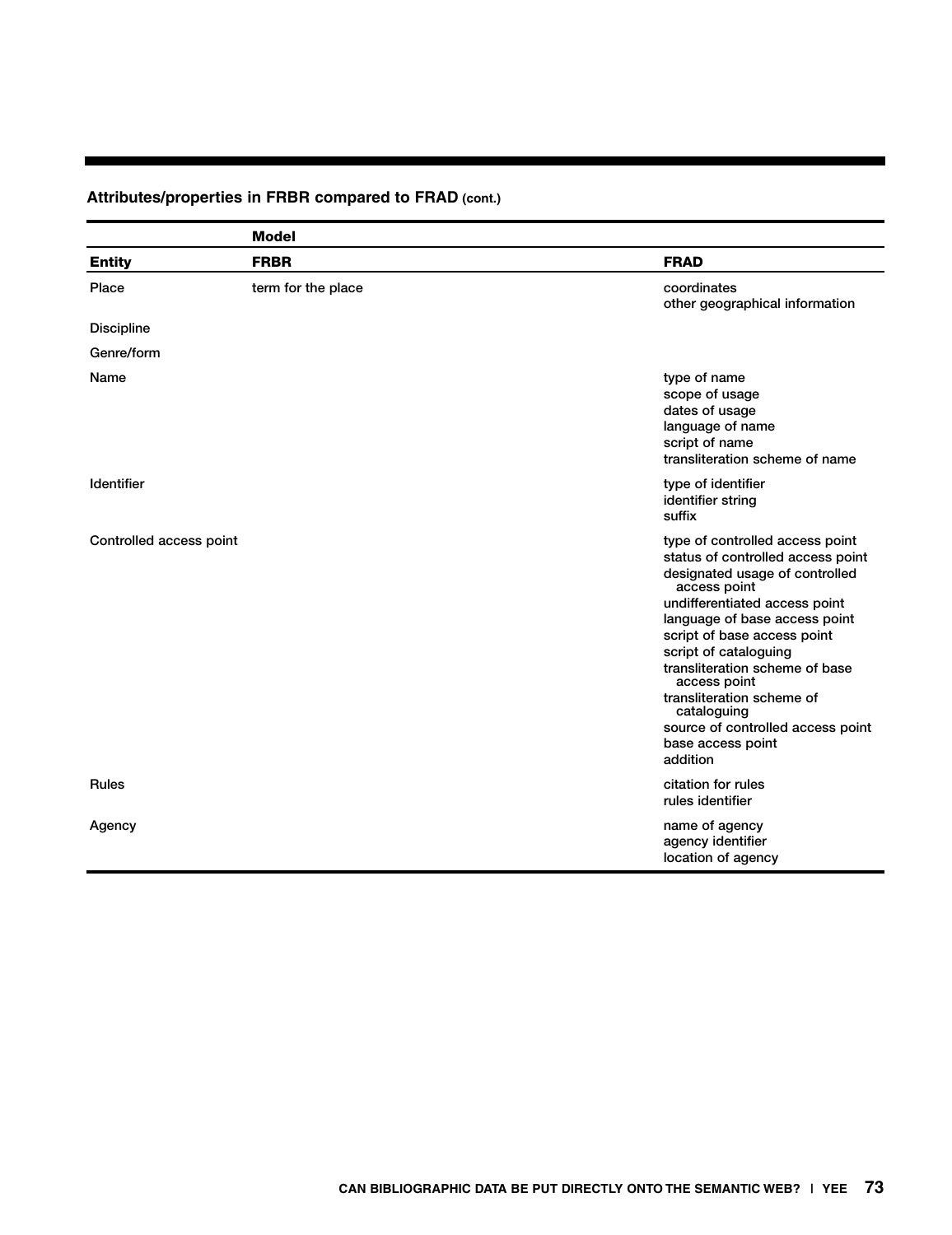**Attributes/properties in FRBR compared to FRAD** (cont.)

| | Model | |
|---|---|---|
| **Entity** | **FRBR** | **FRAD** |
| Place | term for the place | coordinates<br>other geographical information |
| Discipline | | |
| Genre/form | | |
| Name | | type of name<br>scope of usage<br>dates of usage<br>language of name<br>script of name<br>transliteration scheme of name |
| Identifier | | type of identifier<br>identifier string<br>suffix |
| Controlled access point | | type of controlled access point<br>status of controlled access point<br>designated usage of controlled access point<br>undifferentiated access point<br>language of base access point<br>script of base access point<br>script of cataloguing<br>transliteration scheme of base access point<br>transliteration scheme of cataloguing<br>source of controlled access point<br>base access point<br>addition |
| Rules | | citation for rules<br>rules identifier |
| Agency | | name of agency<br>agency identifier<br>location of agency |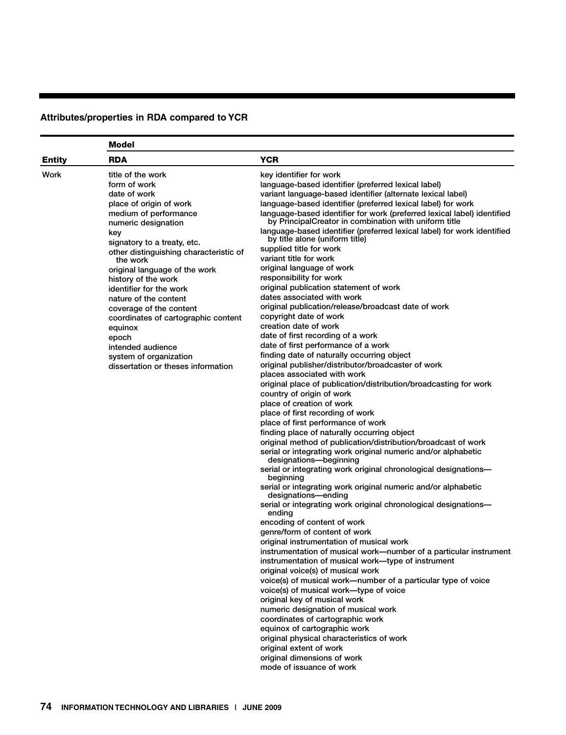**Attributes/properties in RDA compared to YCR**

| | Model | |
|---|---|---|
| **Entity** | **RDA** | **YCR** |
| Work | title of the work | key identifier for work |
| | form of work | language-based identifier (preferred lexical label) |
| | date of work | variant language-based identifier (alternate lexical label) |
| | place of origin of work | language-based identifier (preferred lexical label) for work |
| | medium of performance | language-based identifier for work (preferred lexical label) identified by PrincipalCreator in combination with uniform title |
| | numeric designation | language-based identifier (preferred lexical label) for work identified by title alone (uniform title) |
| | key | supplied title for work |
| | signatory to a treaty, etc. | variant title for work |
| | other distinguishing characteristic of the work | original language of work |
| | original language of the work | responsibility for work |
| | history of the work | original publication statement of work |
| | identifier for the work | dates associated with work |
| | nature of the content | original publication/release/broadcast date of work |
| | coverage of the content | copyright date of work |
| | coordinates of cartographic content | creation date of work |
| | equinox | date of first recording of a work |
| | epoch | date of first performance of a work |
| | intended audience | finding date of naturally occurring object |
| | system of organization | original publisher/distributor/broadcaster of work |
| | dissertation or theses information | places associated with work |
| | | original place of publication/distribution/broadcasting for work |
| | | country of origin of work |
| | | place of creation of work |
| | | place of first recording of work |
| | | place of first performance of work |
| | | finding place of naturally occurring object |
| | | original method of publication/distribution/broadcast of work |
| | | serial or integrating work original numeric and/or alphabetic designations—beginning |
| | | serial or integrating work original chronological designations—beginning |
| | | serial or integrating work original numeric and/or alphabetic designations—ending |
| | | serial or integrating work original chronological designations—ending |
| | | encoding of content of work |
| | | genre/form of content of work |
| | | original instrumentation of musical work |
| | | instrumentation of musical work—number of a particular instrument |
| | | instrumentation of musical work—type of instrument |
| | | original voice(s) of musical work |
| | | voice(s) of musical work—number of a particular type of voice |
| | | voice(s) of musical work—type of voice |
| | | original key of musical work |
| | | numeric designation of musical work |
| | | coordinates of cartographic work |
| | | equinox of cartographic work |
| | | original physical characteristics of work |
| | | original extent of work |
| | | original dimensions of work |
| | | mode of issuance of work |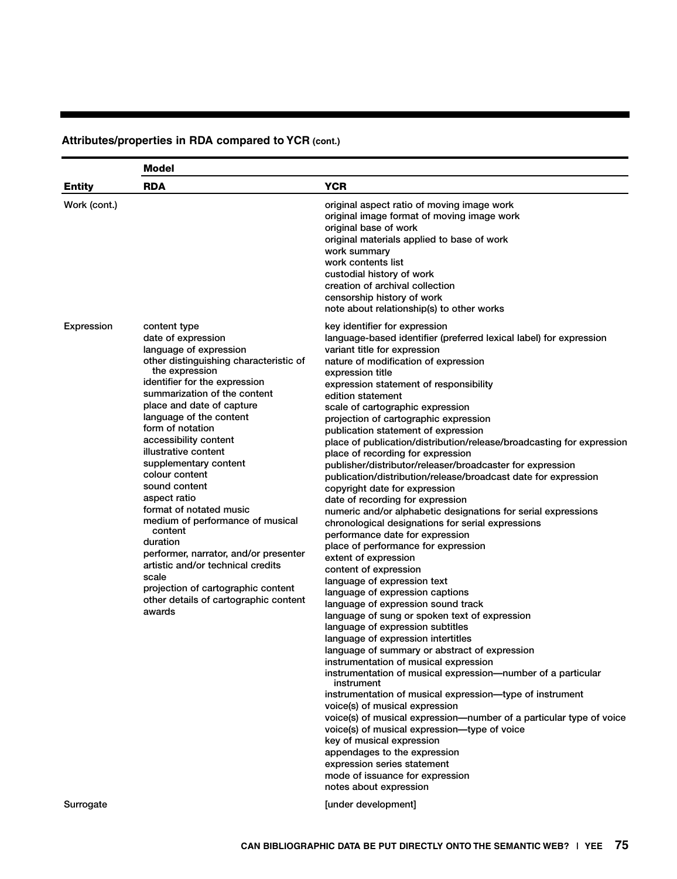**Attributes/properties in RDA compared to YCR (cont.)**

| Entity | Model | |
|---|---|---|
| | **RDA** | **YCR** |
| Work (cont.) | | original aspect ratio of moving image work<br>original image format of moving image work<br>original base of work<br>original materials applied to base of work<br>work summary<br>work contents list<br>custodial history of work<br>creation of archival collection<br>censorship history of work<br>note about relationship(s) to other works |
| Expression | content type<br>date of expression<br>language of expression<br>other distinguishing characteristic of the expression<br>identifier for the expression<br>summarization of the content<br>place and date of capture<br>language of the content<br>form of notation<br>accessibility content<br>illustrative content<br>supplementary content<br>colour content<br>sound content<br>aspect ratio<br>format of notated music<br>medium of performance of musical content<br>duration<br>performer, narrator, and/or presenter<br>artistic and/or technical credits<br>scale<br>projection of cartographic content<br>other details of cartographic content<br>awards | key identifier for expression<br>language-based identifier (preferred lexical label) for expression<br>variant title for expression<br>nature of modification of expression<br>expression title<br>expression statement of responsibility<br>edition statement<br>scale of cartographic expression<br>projection of cartographic expression<br>publication statement of expression<br>place of publication/distribution/release/broadcasting for expression<br>place of recording for expression<br>publisher/distributor/releaser/broadcaster for expression<br>publication/distribution/release/broadcast date for expression<br>copyright date for expression<br>date of recording for expression<br>numeric and/or alphabetic designations for serial expressions<br>chronological designations for serial expressions<br>performance date for expression<br>place of performance for expression<br>extent of expression<br>content of expression<br>language of expression text<br>language of expression captions<br>language of expression sound track<br>language of sung or spoken text of expression<br>language of expression subtitles<br>language of expression intertitles<br>language of summary or abstract of expression<br>instrumentation of musical expression<br>instrumentation of musical expression—number of a particular instrument<br>instrumentation of musical expression—type of instrument<br>voice(s) of musical expression<br>voice(s) of musical expression—number of a particular type of voice<br>voice(s) of musical expression—type of voice<br>key of musical expression<br>appendages to the expression<br>expression series statement<br>mode of issuance for expression<br>notes about expression |
| Surrogate | | [under development] |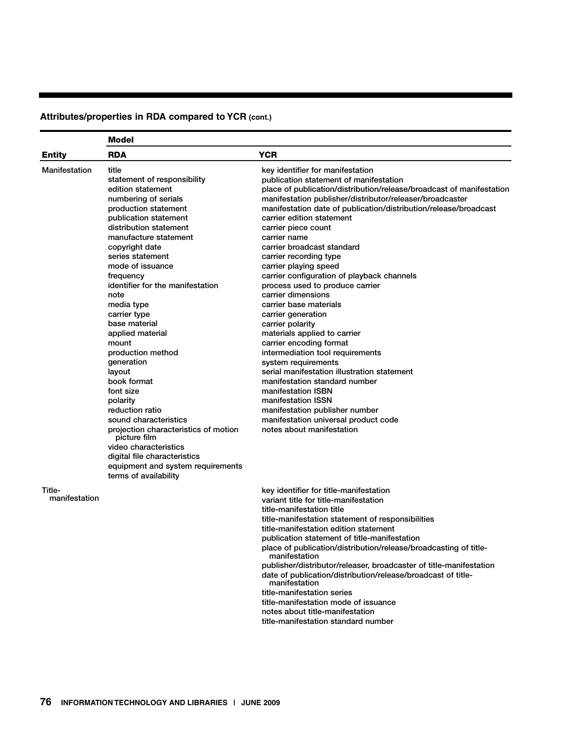**Attributes/properties in RDA compared to YCR (cont.)**

| Entity | Model: RDA | YCR |
|---|---|---|
| Manifestation | title | key identifier for manifestation |
| | statement of responsibility | publication statement of manifestation |
| | edition statement | place of publication/distribution/release/broadcast of manifestation |
| | numbering of serials | manifestation publisher/distributor/releaser/broadcaster |
| | production statement | manifestation date of publication/distribution/release/broadcast |
| | publication statement | carrier edition statement |
| | distribution statement | carrier piece count |
| | manufacture statement | carrier name |
| | copyright date | carrier broadcast standard |
| | series statement | carrier recording type |
| | mode of issuance | carrier playing speed |
| | frequency | carrier configuration of playback channels |
| | identifier for the manifestation | process used to produce carrier |
| | note | carrier dimensions |
| | media type | carrier base materials |
| | carrier type | carrier generation |
| | base material | carrier polarity |
| | applied material | materials applied to carrier |
| | mount | carrier encoding format |
| | production method | intermediation tool requirements |
| | generation | system requirements |
| | layout | serial manifestation illustration statement |
| | book format | manifestation standard number |
| | font size | manifestation ISBN |
| | polarity | manifestation ISSN |
| | reduction ratio | manifestation publisher number |
| | sound characteristics | manifestation universal product code |
| | projection characteristics of motion picture film | notes about manifestation |
| | video characteristics | |
| | digital file characteristics | |
| | equipment and system requirements | |
| | terms of availability | |
| Title-manifestation | | key identifier for title-manifestation |
| | | variant title for title-manifestation |
| | | title-manifestation title |
| | | title-manifestation statement of responsibilities |
| | | title-manifestation edition statement |
| | | publication statement of title-manifestation |
| | | place of publication/distribution/release/broadcasting of title-manifestation |
| | | publisher/distributor/releaser, broadcaster of title-manifestation |
| | | date of publication/distribution/release/broadcast of title-manifestation |
| | | title-manifestation series |
| | | title-manifestation mode of issuance |
| | | notes about title-manifestation |
| | | title-manifestation standard number |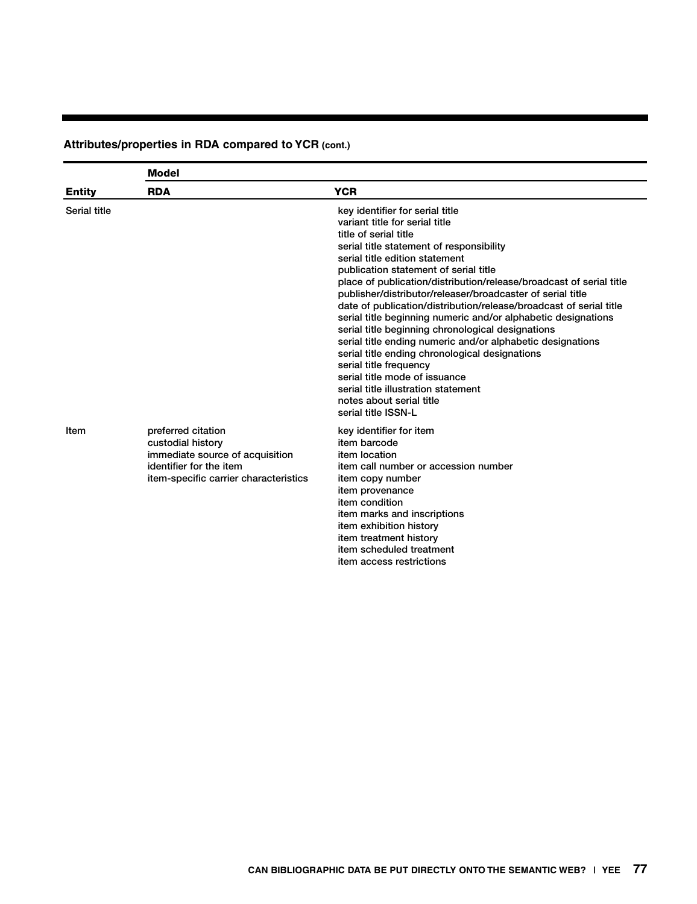**Attributes/properties in RDA compared to YCR (cont.)**

| | Model | |
|---|---|---|
| **Entity** | **RDA** | **YCR** |
| Serial title | | key identifier for serial title<br>variant title for serial title<br>title of serial title<br>serial title statement of responsibility<br>serial title edition statement<br>publication statement of serial title<br>place of publication/distribution/release/broadcast of serial title<br>publisher/distributor/releaser/broadcaster of serial title<br>date of publication/distribution/release/broadcast of serial title<br>serial title beginning numeric and/or alphabetic designations<br>serial title beginning chronological designations<br>serial title ending numeric and/or alphabetic designations<br>serial title ending chronological designations<br>serial title frequency<br>serial title mode of issuance<br>serial title illustration statement<br>notes about serial title<br>serial title ISSN-L |
| Item | preferred citation<br>custodial history<br>immediate source of acquisition<br>identifier for the item<br>item-specific carrier characteristics | key identifier for item<br>item barcode<br>item location<br>item call number or accession number<br>item copy number<br>item provenance<br>item condition<br>item marks and inscriptions<br>item exhibition history<br>item treatment history<br>item scheduled treatment<br>item access restrictions |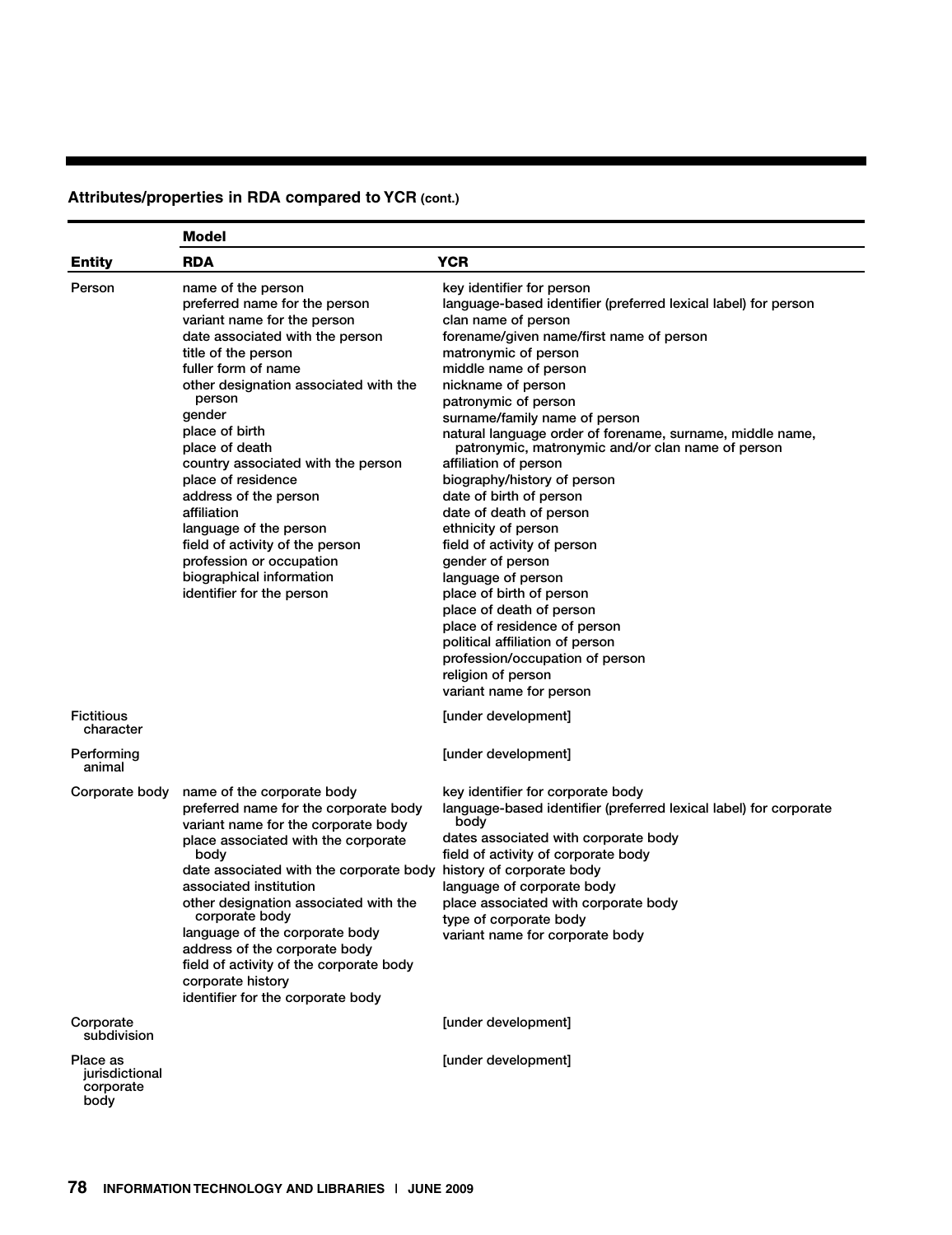**Attributes/properties in RDA compared to YCR (cont.)**

| Entity | Model: RDA | YCR |
|---|---|---|
| Person | name of the person<br>preferred name for the person<br>variant name for the person<br>date associated with the person<br>title of the person<br>fuller form of name<br>other designation associated with the person<br>gender<br>place of birth<br>place of death<br>country associated with the person<br>place of residence<br>address of the person<br>affiliation<br>language of the person<br>field of activity of the person<br>profession or occupation<br>biographical information<br>identifier for the person | key identifier for person<br>language-based identifier (preferred lexical label) for person<br>clan name of person<br>forename/given name/first name of person<br>matronymic of person<br>middle name of person<br>nickname of person<br>patronymic of person<br>surname/family name of person<br>natural language order of forename, surname, middle name, patronymic, matronymic and/or clan name of person<br>affiliation of person<br>biography/history of person<br>date of birth of person<br>date of death of person<br>ethnicity of person<br>field of activity of person<br>gender of person<br>language of person<br>place of birth of person<br>place of death of person<br>place of residence of person<br>political affiliation of person<br>profession/occupation of person<br>religion of person<br>variant name for person |
| Fictitious character | | [under development] |
| Performing animal | | [under development] |
| Corporate body | name of the corporate body<br>preferred name for the corporate body<br>variant name for the corporate body<br>place associated with the corporate body<br>date associated with the corporate body<br>associated institution<br>other designation associated with the corporate body<br>language of the corporate body<br>address of the corporate body<br>field of activity of the corporate body<br>corporate history<br>identifier for the corporate body | key identifier for corporate body<br>language-based identifier (preferred lexical label) for corporate body<br>dates associated with corporate body<br>field of activity of corporate body<br>history of corporate body<br>language of corporate body<br>place associated with corporate body<br>type of corporate body<br>variant name for corporate body |
| Corporate subdivision | | [under development] |
| Place as jurisdictional corporate body | | [under development] |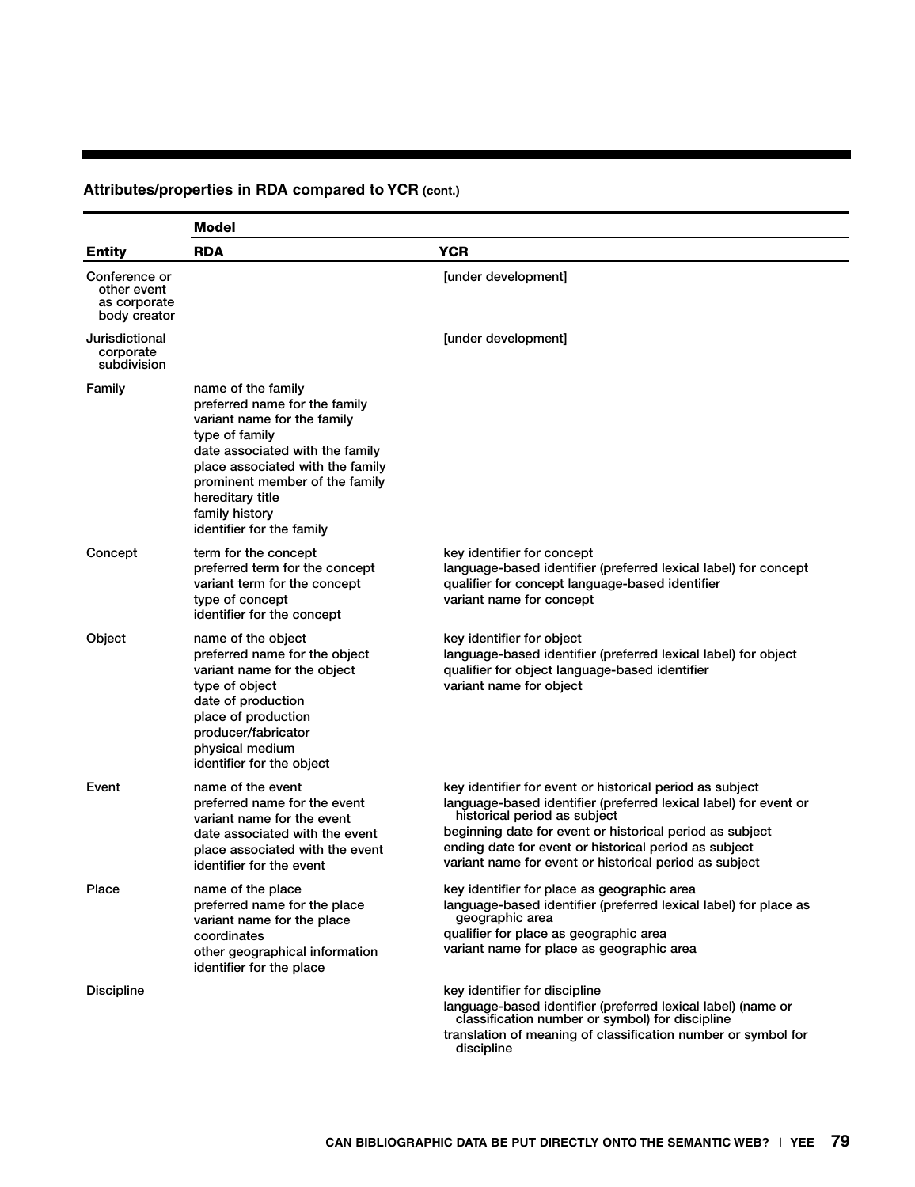**Attributes/properties in RDA compared to YCR (cont.)**

| | Model | |
|---|---|---|
| **Entity** | **RDA** | **YCR** |
| Conference or other event as corporate body creator | | [under development] |
| Jurisdictional corporate subdivision | | [under development] |
| Family | name of the family<br>preferred name for the family<br>variant name for the family<br>type of family<br>date associated with the family<br>place associated with the family<br>prominent member of the family<br>hereditary title<br>family history<br>identifier for the family | |
| Concept | term for the concept<br>preferred term for the concept<br>variant term for the concept<br>type of concept<br>identifier for the concept | key identifier for concept<br>language-based identifier (preferred lexical label) for concept<br>qualifier for concept language-based identifier<br>variant name for concept |
| Object | name of the object<br>preferred name for the object<br>variant name for the object<br>type of object<br>date of production<br>place of production<br>producer/fabricator<br>physical medium<br>identifier for the object | key identifier for object<br>language-based identifier (preferred lexical label) for object<br>qualifier for object language-based identifier<br>variant name for object |
| Event | name of the event<br>preferred name for the event<br>variant name for the event<br>date associated with the event<br>place associated with the event<br>identifier for the event | key identifier for event or historical period as subject<br>language-based identifier (preferred lexical label) for event or historical period as subject<br>beginning date for event or historical period as subject<br>ending date for event or historical period as subject<br>variant name for event or historical period as subject |
| Place | name of the place<br>preferred name for the place<br>variant name for the place<br>coordinates<br>other geographical information<br>identifier for the place | key identifier for place as geographic area<br>language-based identifier (preferred lexical label) for place as geographic area<br>qualifier for place as geographic area<br>variant name for place as geographic area |
| Discipline | | key identifier for discipline<br>language-based identifier (preferred lexical label) (name or classification number or symbol) for discipline<br>translation of meaning of classification number or symbol for discipline |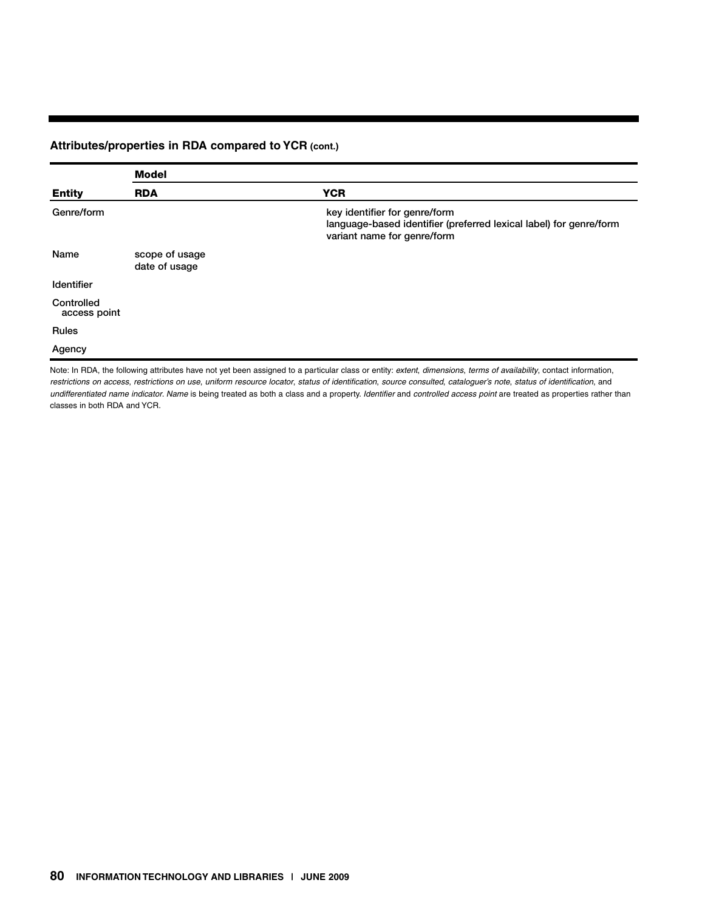**Attributes/properties in RDA compared to YCR (cont.)**

| | Model | |
|---|---|---|
| **Entity** | **RDA** | **YCR** |
| Genre/form | | key identifier for genre/form<br>language-based identifier (preferred lexical label) for genre/form<br>variant name for genre/form |
| Name | scope of usage<br>date of usage | |
| Identifier | | |
| Controlled access point | | |
| Rules | | |
| Agency | | |

Note: In RDA, the following attributes have not yet been assigned to a particular class or entity: *extent*, *dimensions*, *terms of availability*, contact information, *restrictions on access*, *restrictions on use*, *uniform resource locator*, *status of identification*, *source consulted*, *cataloguer's note*, *status of identification*, and *undifferentiated name indicator*. *Name* is being treated as both a class and a property. *Identifier* and *controlled access point* are treated as properties rather than classes in both RDA and YCR.